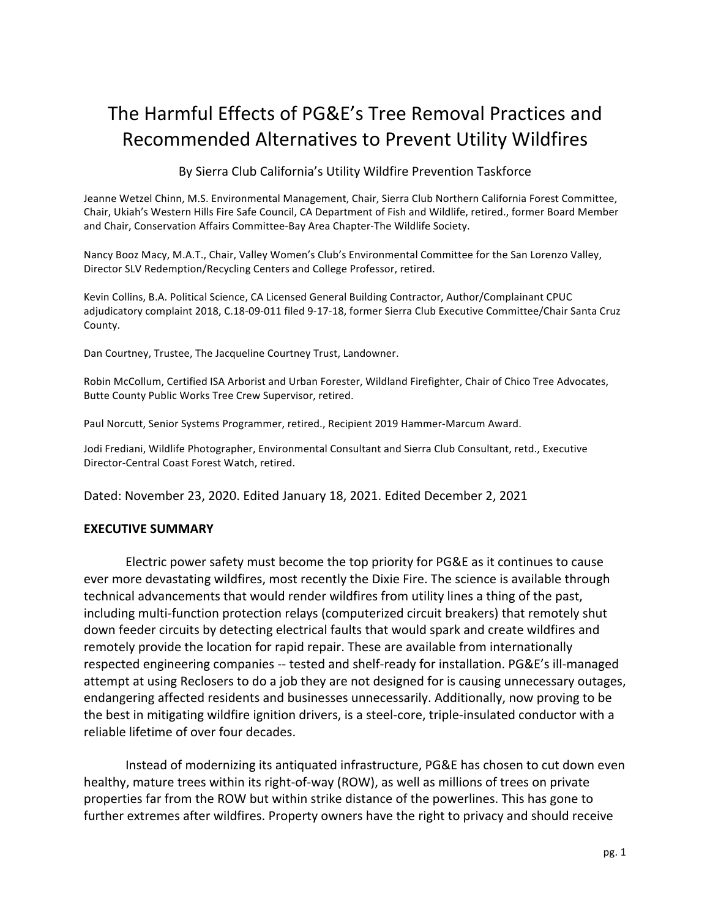# The Harmful Effects of PG&E's Tree Removal Practices and Recommended Alternatives to Prevent Utility Wildfires

By Sierra Club California's Utility Wildfire Prevention Taskforce

Jeanne Wetzel Chinn, M.S. Environmental Management, Chair, Sierra Club Northern California Forest Committee, Chair, Ukiah's Western Hills Fire Safe Council, CA Department of Fish and Wildlife, retired., former Board Member and Chair, Conservation Affairs Committee-Bay Area Chapter-The Wildlife Society.

Nancy Booz Macy, M.A.T., Chair, Valley Women's Club's Environmental Committee for the San Lorenzo Valley, Director SLV Redemption/Recycling Centers and College Professor, retired.

Kevin Collins, B.A. Political Science, CA Licensed General Building Contractor, Author/Complainant CPUC adjudicatory complaint 2018, C.18-09-011 filed 9-17-18, former Sierra Club Executive Committee/Chair Santa Cruz County.

Dan Courtney, Trustee, The Jacqueline Courtney Trust, Landowner.

Robin McCollum, Certified ISA Arborist and Urban Forester, Wildland Firefighter, Chair of Chico Tree Advocates, Butte County Public Works Tree Crew Supervisor, retired.

Paul Norcutt, Senior Systems Programmer, retired., Recipient 2019 Hammer-Marcum Award.

Jodi Frediani, Wildlife Photographer, Environmental Consultant and Sierra Club Consultant, retd., Executive Director-Central Coast Forest Watch, retired.

Dated: November 23, 2020. Edited January 18, 2021. Edited December 2, 2021

**EXECUTIVE SUMMARY**

Electric power safety must become the top priority for PG&E as it continues to cause ever more devastating wildfires, most recently the Dixie Fire. The science is available through technical advancements that would render wildfires from utility lines a thing of the past, including multi-function protection relays (computerized circuit breakers) that remotely shut down feeder circuits by detecting electrical faults that would spark and create wildfires and remotely provide the location for rapid repair. These are available from internationally respected engineering companies -- tested and shelf-ready for installation. PG&E's ill-managed attempt at using Reclosers to do a job they are not designed for is causing unnecessary outages, endangering affected residents and businesses unnecessarily. Additionally, now proving to be the best in mitigating wildfire ignition drivers, is a steel-core, triple-insulated conductor with a reliable lifetime of over four decades.

Instead of modernizing its antiquated infrastructure, PG&E has chosen to cut down even healthy, mature trees within its right-of-way (ROW), as well as millions of trees on private properties far from the ROW but within strike distance of the powerlines. This has gone to further extremes after wildfires. Property owners have the right to privacy and should receive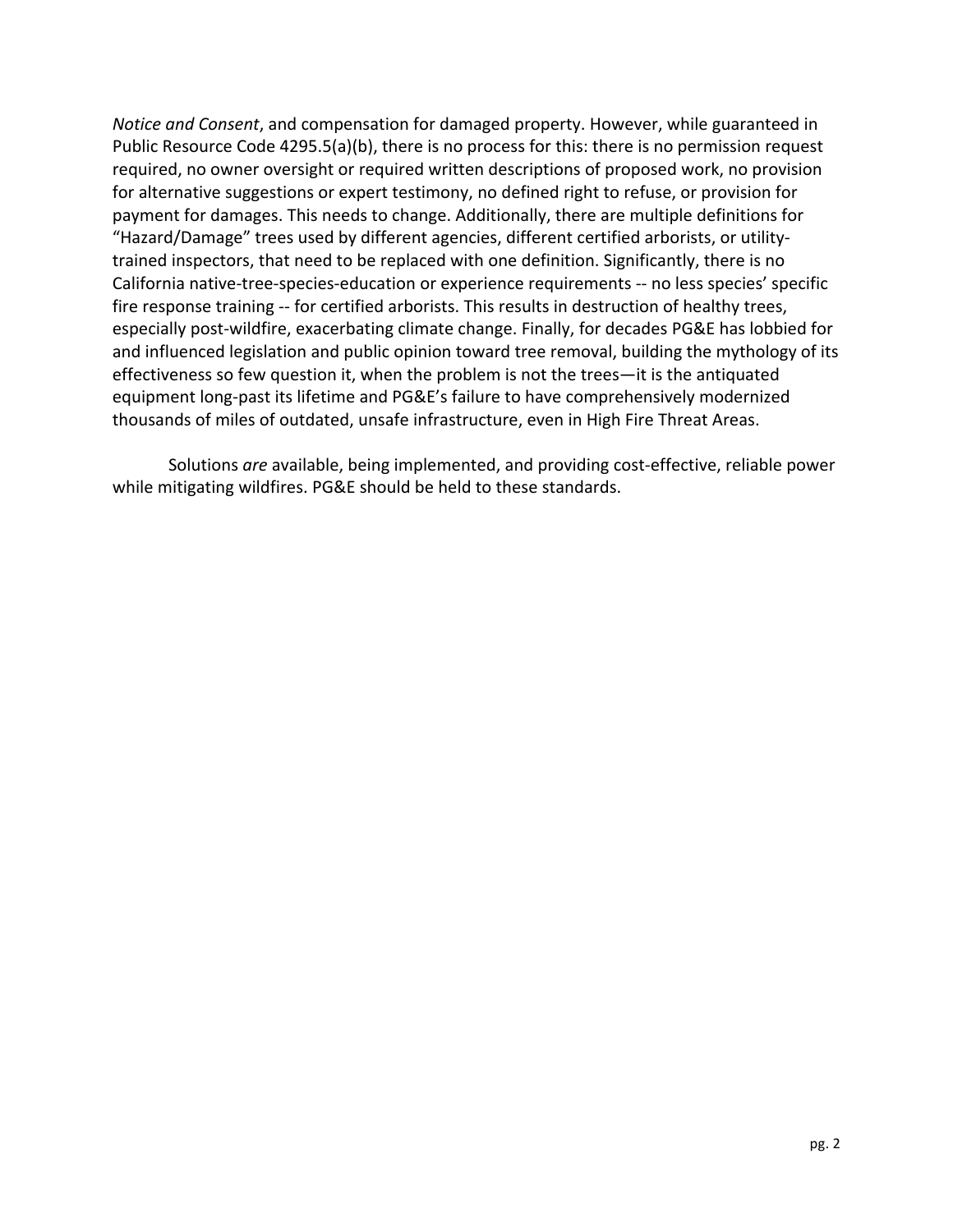*Notice and Consent*, and compensation for damaged property. However, while guaranteed in Public Resource Code 4295.5(a)(b), there is no process for this: there is no permission request required, no owner oversight or required written descriptions of proposed work, no provision for alternative suggestions or expert testimony, no defined right to refuse, or provision for payment for damages. This needs to change. Additionally, there are multiple definitions for "Hazard/Damage" trees used by different agencies, different certified arborists, or utility-trained inspectors, that need to be replaced with one definition. Significantly, there is no California native-tree-species-education or experience requirements -- no less species' specific fire response training -- for certified arborists. This results in destruction of healthy trees, especially post-wildfire, exacerbating climate change. Finally, for decades PG&E has lobbied for and influenced legislation and public opinion toward tree removal, building the mythology of its effectiveness so few question it, when the problem is not the trees—it is the antiquated equipment long-past its lifetime and PG&E's failure to have comprehensively modernized thousands of miles of outdated, unsafe infrastructure, even in High Fire Threat Areas.

Solutions *are* available, being implemented, and providing cost-effective, reliable power while mitigating wildfires. PG&E should be held to these standards.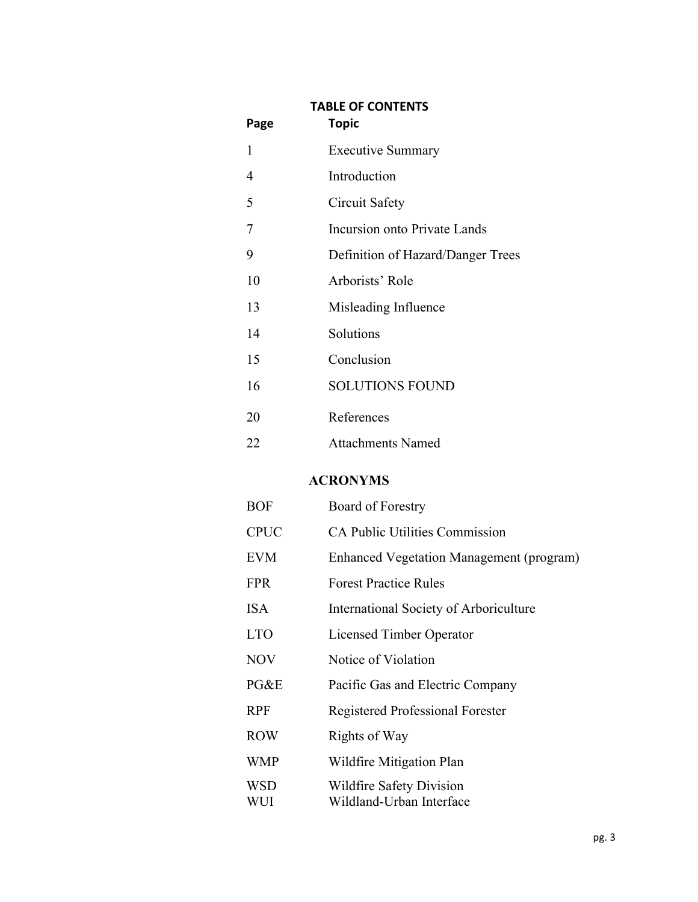## TABLE OF CONTENTS

| Page | Topic |
|---|---|
| 1 | Executive Summary |
| 4 | Introduction |
| 5 | Circuit Safety |
| 7 | Incursion onto Private Lands |
| 9 | Definition of Hazard/Danger Trees |
| 10 | Arborists' Role |
| 13 | Misleading Influence |
| 14 | Solutions |
| 15 | Conclusion |
| 16 | SOLUTIONS FOUND |
| 20 | References |
| 22 | Attachments Named |

## ACRONYMS

| | |
|---|---|
| BOF | Board of Forestry |
| CPUC | CA Public Utilities Commission |
| EVM | Enhanced Vegetation Management (program) |
| FPR | Forest Practice Rules |
| ISA | International Society of Arboriculture |
| LTO | Licensed Timber Operator |
| NOV | Notice of Violation |
| PG&E | Pacific Gas and Electric Company |
| RPF | Registered Professional Forester |
| ROW | Rights of Way |
| WMP | Wildfire Mitigation Plan |
| WSD | Wildfire Safety Division |
| WUI | Wildland-Urban Interface |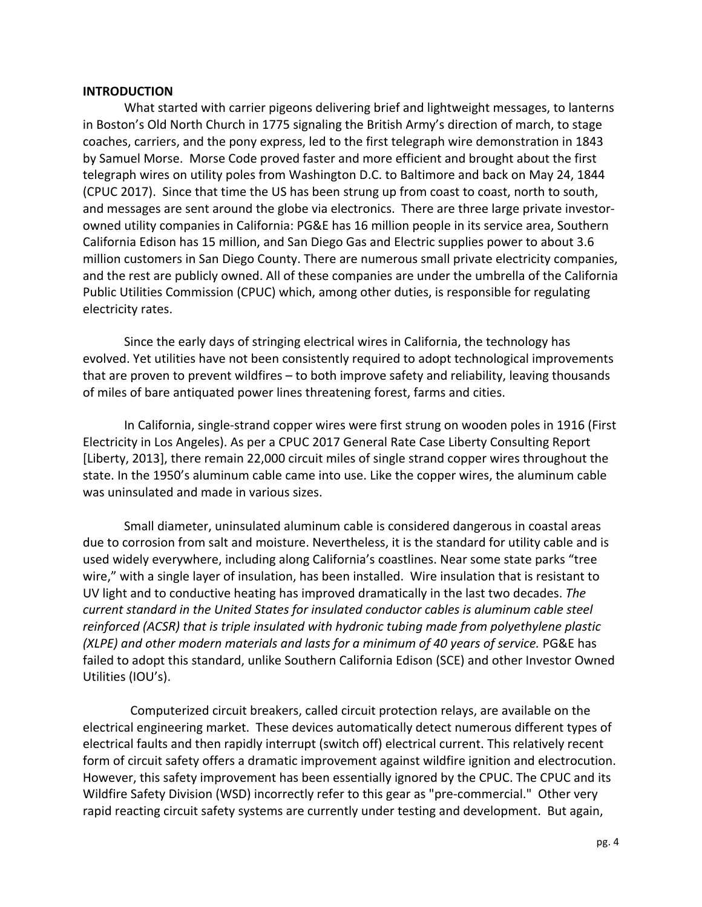**INTRODUCTION**

What started with carrier pigeons delivering brief and lightweight messages, to lanterns in Boston's Old North Church in 1775 signaling the British Army's direction of march, to stage coaches, carriers, and the pony express, led to the first telegraph wire demonstration in 1843 by Samuel Morse. Morse Code proved faster and more efficient and brought about the first telegraph wires on utility poles from Washington D.C. to Baltimore and back on May 24, 1844 (CPUC 2017). Since that time the US has been strung up from coast to coast, north to south, and messages are sent around the globe via electronics. There are three large private investor-owned utility companies in California: PG&E has 16 million people in its service area, Southern California Edison has 15 million, and San Diego Gas and Electric supplies power to about 3.6 million customers in San Diego County. There are numerous small private electricity companies, and the rest are publicly owned. All of these companies are under the umbrella of the California Public Utilities Commission (CPUC) which, among other duties, is responsible for regulating electricity rates.

Since the early days of stringing electrical wires in California, the technology has evolved. Yet utilities have not been consistently required to adopt technological improvements that are proven to prevent wildfires – to both improve safety and reliability, leaving thousands of miles of bare antiquated power lines threatening forest, farms and cities.

In California, single-strand copper wires were first strung on wooden poles in 1916 (First Electricity in Los Angeles). As per a CPUC 2017 General Rate Case Liberty Consulting Report [Liberty, 2013], there remain 22,000 circuit miles of single strand copper wires throughout the state. In the 1950's aluminum cable came into use. Like the copper wires, the aluminum cable was uninsulated and made in various sizes.

Small diameter, uninsulated aluminum cable is considered dangerous in coastal areas due to corrosion from salt and moisture. Nevertheless, it is the standard for utility cable and is used widely everywhere, including along California's coastlines. Near some state parks "tree wire," with a single layer of insulation, has been installed. Wire insulation that is resistant to UV light and to conductive heating has improved dramatically in the last two decades. *The current standard in the United States for insulated conductor cables is aluminum cable steel reinforced (ACSR) that is triple insulated with hydronic tubing made from polyethylene plastic (XLPE) and other modern materials and lasts for a minimum of 40 years of service.* PG&E has failed to adopt this standard, unlike Southern California Edison (SCE) and other Investor Owned Utilities (IOU's).

Computerized circuit breakers, called circuit protection relays, are available on the electrical engineering market. These devices automatically detect numerous different types of electrical faults and then rapidly interrupt (switch off) electrical current. This relatively recent form of circuit safety offers a dramatic improvement against wildfire ignition and electrocution. However, this safety improvement has been essentially ignored by the CPUC. The CPUC and its Wildfire Safety Division (WSD) incorrectly refer to this gear as "pre-commercial." Other very rapid reacting circuit safety systems are currently under testing and development. But again,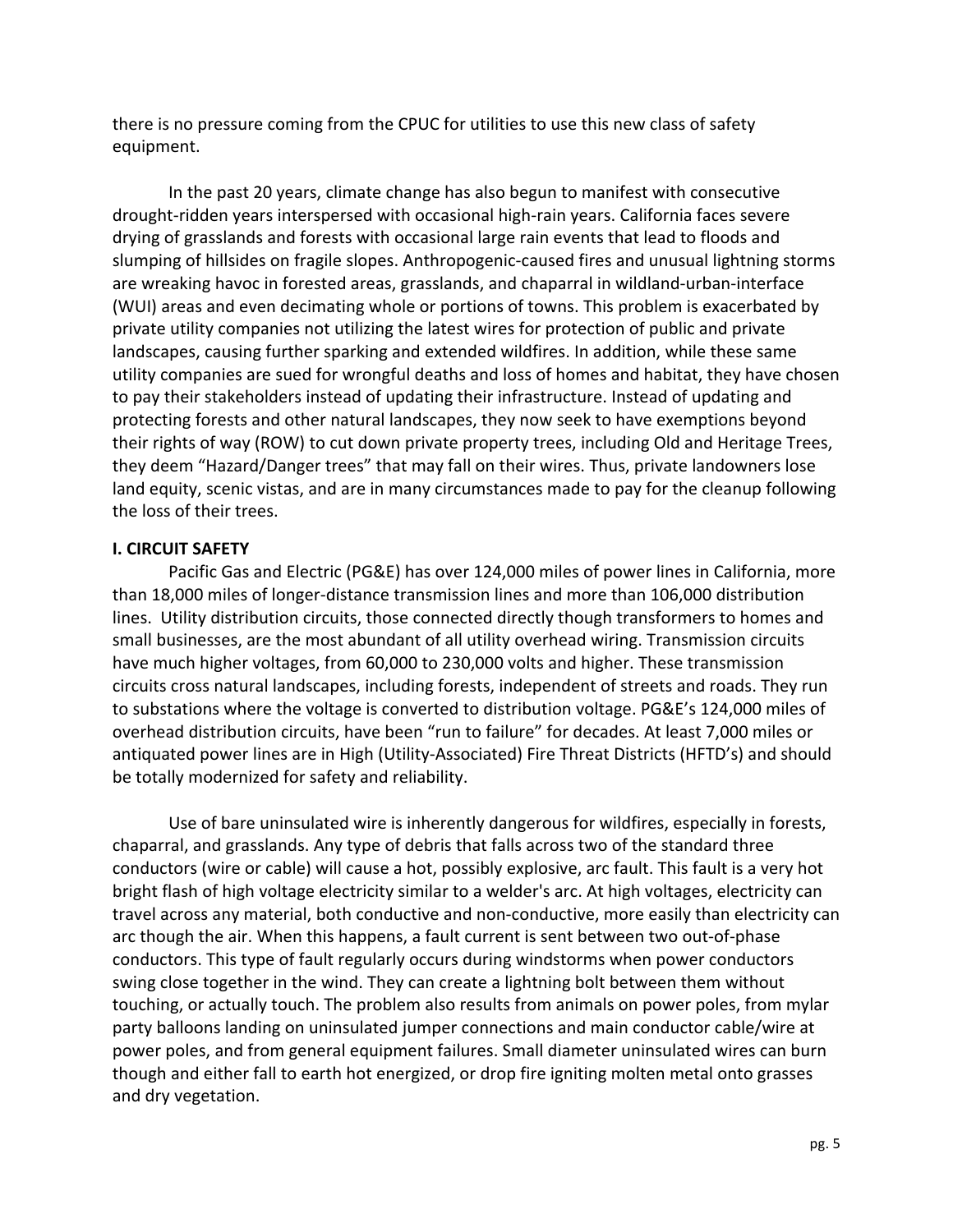there is no pressure coming from the CPUC for utilities to use this new class of safety equipment.

In the past 20 years, climate change has also begun to manifest with consecutive drought-ridden years interspersed with occasional high-rain years. California faces severe drying of grasslands and forests with occasional large rain events that lead to floods and slumping of hillsides on fragile slopes. Anthropogenic-caused fires and unusual lightning storms are wreaking havoc in forested areas, grasslands, and chaparral in wildland-urban-interface (WUI) areas and even decimating whole or portions of towns. This problem is exacerbated by private utility companies not utilizing the latest wires for protection of public and private landscapes, causing further sparking and extended wildfires. In addition, while these same utility companies are sued for wrongful deaths and loss of homes and habitat, they have chosen to pay their stakeholders instead of updating their infrastructure. Instead of updating and protecting forests and other natural landscapes, they now seek to have exemptions beyond their rights of way (ROW) to cut down private property trees, including Old and Heritage Trees, they deem "Hazard/Danger trees" that may fall on their wires. Thus, private landowners lose land equity, scenic vistas, and are in many circumstances made to pay for the cleanup following the loss of their trees.

## I. CIRCUIT SAFETY

Pacific Gas and Electric (PG&E) has over 124,000 miles of power lines in California, more than 18,000 miles of longer-distance transmission lines and more than 106,000 distribution lines. Utility distribution circuits, those connected directly though transformers to homes and small businesses, are the most abundant of all utility overhead wiring. Transmission circuits have much higher voltages, from 60,000 to 230,000 volts and higher. These transmission circuits cross natural landscapes, including forests, independent of streets and roads. They run to substations where the voltage is converted to distribution voltage. PG&E's 124,000 miles of overhead distribution circuits, have been "run to failure" for decades. At least 7,000 miles or antiquated power lines are in High (Utility-Associated) Fire Threat Districts (HFTD's) and should be totally modernized for safety and reliability.

Use of bare uninsulated wire is inherently dangerous for wildfires, especially in forests, chaparral, and grasslands. Any type of debris that falls across two of the standard three conductors (wire or cable) will cause a hot, possibly explosive, arc fault. This fault is a very hot bright flash of high voltage electricity similar to a welder's arc. At high voltages, electricity can travel across any material, both conductive and non-conductive, more easily than electricity can arc though the air. When this happens, a fault current is sent between two out-of-phase conductors. This type of fault regularly occurs during windstorms when power conductors swing close together in the wind. They can create a lightning bolt between them without touching, or actually touch. The problem also results from animals on power poles, from mylar party balloons landing on uninsulated jumper connections and main conductor cable/wire at power poles, and from general equipment failures. Small diameter uninsulated wires can burn though and either fall to earth hot energized, or drop fire igniting molten metal onto grasses and dry vegetation.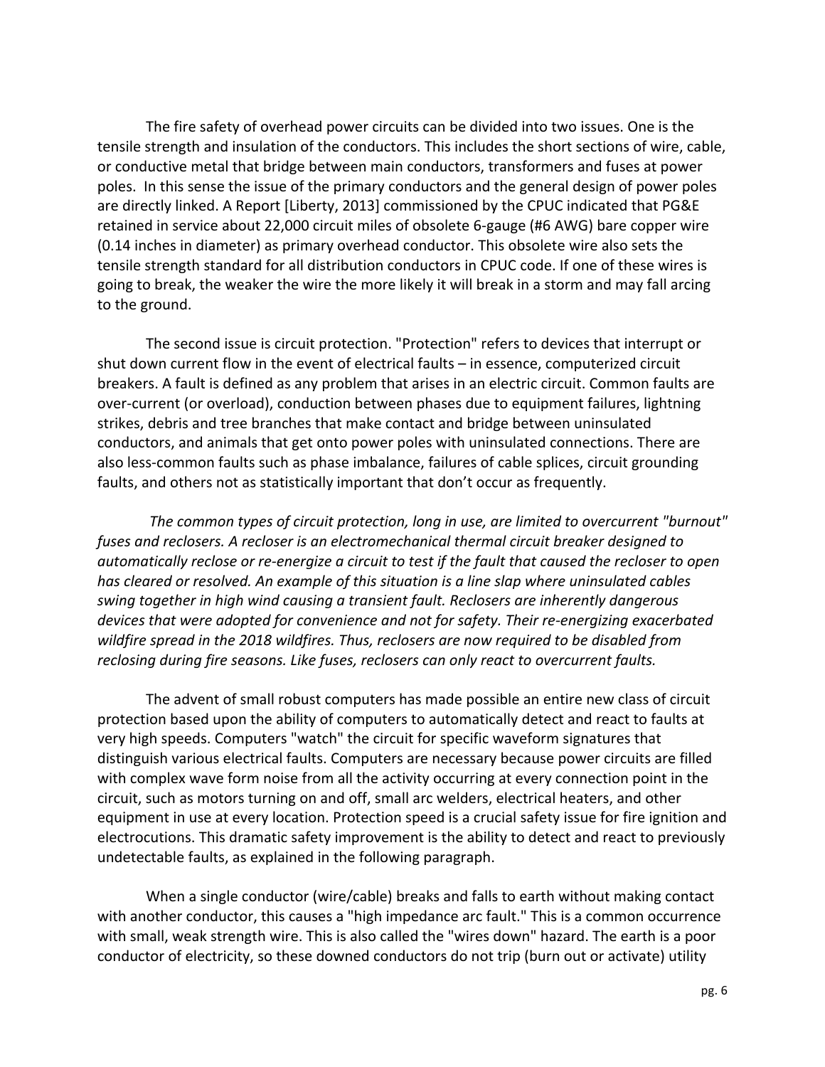The fire safety of overhead power circuits can be divided into two issues. One is the tensile strength and insulation of the conductors. This includes the short sections of wire, cable, or conductive metal that bridge between main conductors, transformers and fuses at power poles. In this sense the issue of the primary conductors and the general design of power poles are directly linked. A Report [Liberty, 2013] commissioned by the CPUC indicated that PG&E retained in service about 22,000 circuit miles of obsolete 6-gauge (#6 AWG) bare copper wire (0.14 inches in diameter) as primary overhead conductor. This obsolete wire also sets the tensile strength standard for all distribution conductors in CPUC code. If one of these wires is going to break, the weaker the wire the more likely it will break in a storm and may fall arcing to the ground.

The second issue is circuit protection. "Protection" refers to devices that interrupt or shut down current flow in the event of electrical faults – in essence, computerized circuit breakers. A fault is defined as any problem that arises in an electric circuit. Common faults are over-current (or overload), conduction between phases due to equipment failures, lightning strikes, debris and tree branches that make contact and bridge between uninsulated conductors, and animals that get onto power poles with uninsulated connections. There are also less-common faults such as phase imbalance, failures of cable splices, circuit grounding faults, and others not as statistically important that don't occur as frequently.

*The common types of circuit protection, long in use, are limited to overcurrent "burnout" fuses and reclosers. A recloser is an electromechanical thermal circuit breaker designed to automatically reclose or re-energize a circuit to test if the fault that caused the recloser to open has cleared or resolved. An example of this situation is a line slap where uninsulated cables swing together in high wind causing a transient fault. Reclosers are inherently dangerous devices that were adopted for convenience and not for safety. Their re-energizing exacerbated wildfire spread in the 2018 wildfires. Thus, reclosers are now required to be disabled from reclosing during fire seasons. Like fuses, reclosers can only react to overcurrent faults.*

The advent of small robust computers has made possible an entire new class of circuit protection based upon the ability of computers to automatically detect and react to faults at very high speeds. Computers "watch" the circuit for specific waveform signatures that distinguish various electrical faults. Computers are necessary because power circuits are filled with complex wave form noise from all the activity occurring at every connection point in the circuit, such as motors turning on and off, small arc welders, electrical heaters, and other equipment in use at every location. Protection speed is a crucial safety issue for fire ignition and electrocutions. This dramatic safety improvement is the ability to detect and react to previously undetectable faults, as explained in the following paragraph.

When a single conductor (wire/cable) breaks and falls to earth without making contact with another conductor, this causes a "high impedance arc fault." This is a common occurrence with small, weak strength wire. This is also called the "wires down" hazard. The earth is a poor conductor of electricity, so these downed conductors do not trip (burn out or activate) utility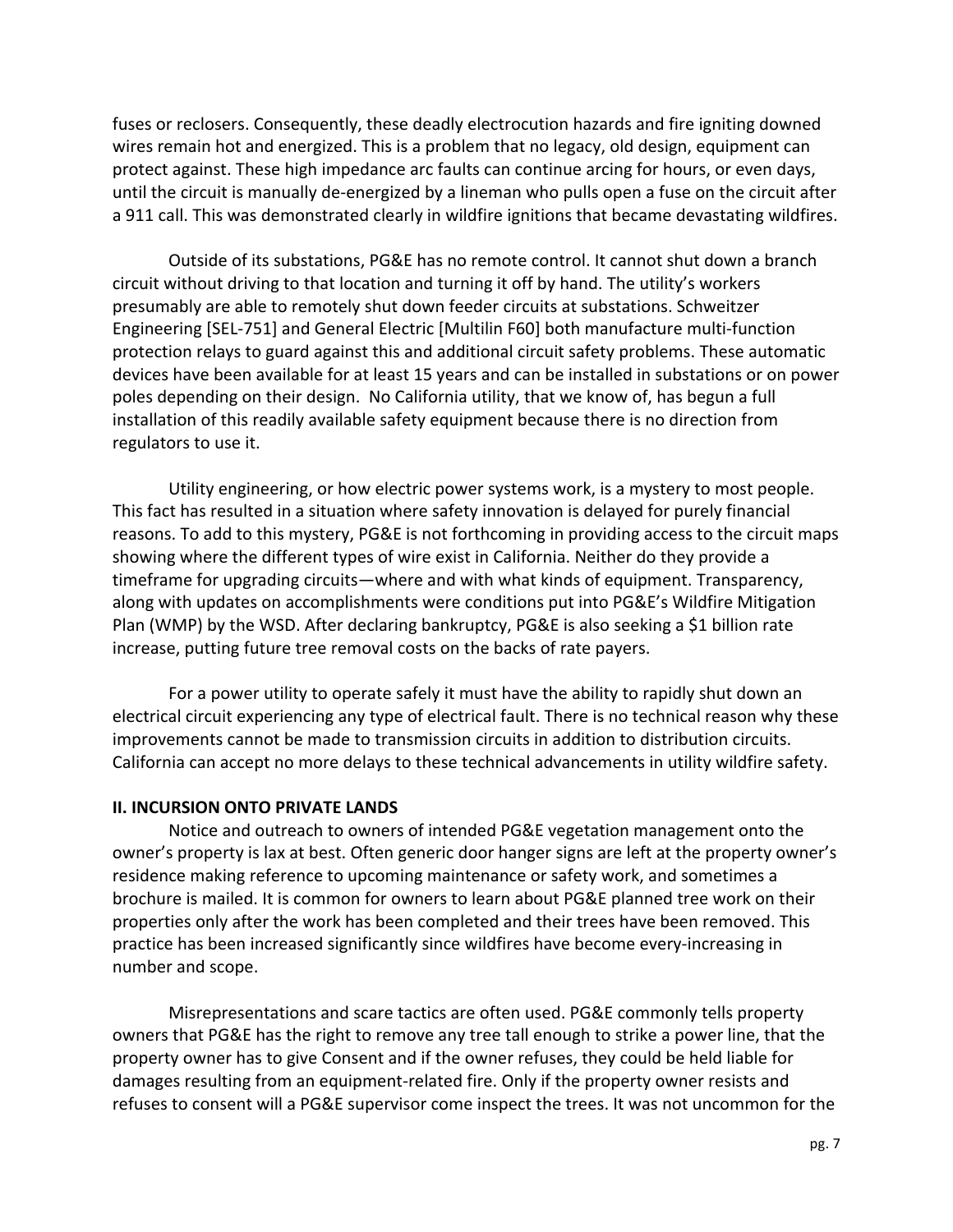fuses or reclosers. Consequently, these deadly electrocution hazards and fire igniting downed wires remain hot and energized. This is a problem that no legacy, old design, equipment can protect against. These high impedance arc faults can continue arcing for hours, or even days, until the circuit is manually de-energized by a lineman who pulls open a fuse on the circuit after a 911 call. This was demonstrated clearly in wildfire ignitions that became devastating wildfires.

Outside of its substations, PG&E has no remote control. It cannot shut down a branch circuit without driving to that location and turning it off by hand. The utility's workers presumably are able to remotely shut down feeder circuits at substations. Schweitzer Engineering [SEL-751] and General Electric [Multilin F60] both manufacture multi-function protection relays to guard against this and additional circuit safety problems. These automatic devices have been available for at least 15 years and can be installed in substations or on power poles depending on their design. No California utility, that we know of, has begun a full installation of this readily available safety equipment because there is no direction from regulators to use it.

Utility engineering, or how electric power systems work, is a mystery to most people. This fact has resulted in a situation where safety innovation is delayed for purely financial reasons. To add to this mystery, PG&E is not forthcoming in providing access to the circuit maps showing where the different types of wire exist in California. Neither do they provide a timeframe for upgrading circuits—where and with what kinds of equipment. Transparency, along with updates on accomplishments were conditions put into PG&E's Wildfire Mitigation Plan (WMP) by the WSD. After declaring bankruptcy, PG&E is also seeking a $1 billion rate increase, putting future tree removal costs on the backs of rate payers.

For a power utility to operate safely it must have the ability to rapidly shut down an electrical circuit experiencing any type of electrical fault. There is no technical reason why these improvements cannot be made to transmission circuits in addition to distribution circuits. California can accept no more delays to these technical advancements in utility wildfire safety.

**II. INCURSION ONTO PRIVATE LANDS**

Notice and outreach to owners of intended PG&E vegetation management onto the owner's property is lax at best. Often generic door hanger signs are left at the property owner's residence making reference to upcoming maintenance or safety work, and sometimes a brochure is mailed. It is common for owners to learn about PG&E planned tree work on their properties only after the work has been completed and their trees have been removed. This practice has been increased significantly since wildfires have become every-increasing in number and scope.

Misrepresentations and scare tactics are often used. PG&E commonly tells property owners that PG&E has the right to remove any tree tall enough to strike a power line, that the property owner has to give Consent and if the owner refuses, they could be held liable for damages resulting from an equipment-related fire. Only if the property owner resists and refuses to consent will a PG&E supervisor come inspect the trees. It was not uncommon for the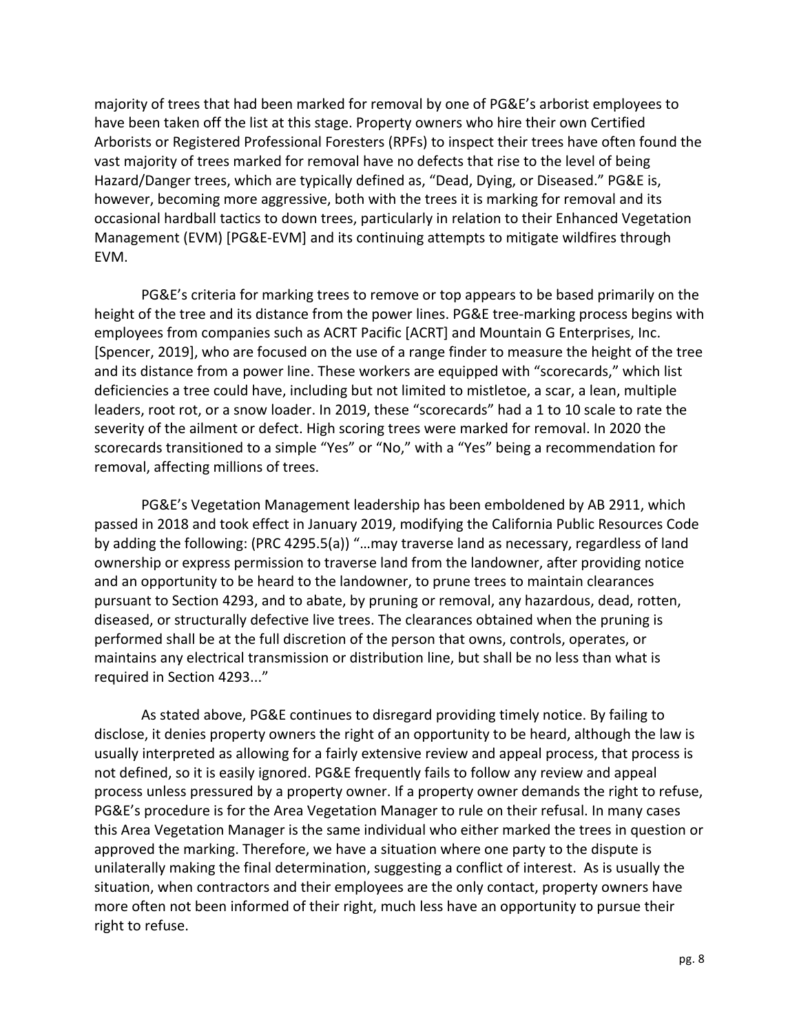majority of trees that had been marked for removal by one of PG&E's arborist employees to have been taken off the list at this stage. Property owners who hire their own Certified Arborists or Registered Professional Foresters (RPFs) to inspect their trees have often found the vast majority of trees marked for removal have no defects that rise to the level of being Hazard/Danger trees, which are typically defined as, "Dead, Dying, or Diseased." PG&E is, however, becoming more aggressive, both with the trees it is marking for removal and its occasional hardball tactics to down trees, particularly in relation to their Enhanced Vegetation Management (EVM) [PG&E-EVM] and its continuing attempts to mitigate wildfires through EVM.

PG&E's criteria for marking trees to remove or top appears to be based primarily on the height of the tree and its distance from the power lines. PG&E tree-marking process begins with employees from companies such as ACRT Pacific [ACRT] and Mountain G Enterprises, Inc. [Spencer, 2019], who are focused on the use of a range finder to measure the height of the tree and its distance from a power line. These workers are equipped with "scorecards," which list deficiencies a tree could have, including but not limited to mistletoe, a scar, a lean, multiple leaders, root rot, or a snow loader. In 2019, these "scorecards" had a 1 to 10 scale to rate the severity of the ailment or defect. High scoring trees were marked for removal. In 2020 the scorecards transitioned to a simple "Yes" or "No," with a "Yes" being a recommendation for removal, affecting millions of trees.

PG&E's Vegetation Management leadership has been emboldened by AB 2911, which passed in 2018 and took effect in January 2019, modifying the California Public Resources Code by adding the following: (PRC 4295.5(a)) "…may traverse land as necessary, regardless of land ownership or express permission to traverse land from the landowner, after providing notice and an opportunity to be heard to the landowner, to prune trees to maintain clearances pursuant to Section 4293, and to abate, by pruning or removal, any hazardous, dead, rotten, diseased, or structurally defective live trees. The clearances obtained when the pruning is performed shall be at the full discretion of the person that owns, controls, operates, or maintains any electrical transmission or distribution line, but shall be no less than what is required in Section 4293..."

As stated above, PG&E continues to disregard providing timely notice. By failing to disclose, it denies property owners the right of an opportunity to be heard, although the law is usually interpreted as allowing for a fairly extensive review and appeal process, that process is not defined, so it is easily ignored. PG&E frequently fails to follow any review and appeal process unless pressured by a property owner. If a property owner demands the right to refuse, PG&E's procedure is for the Area Vegetation Manager to rule on their refusal. In many cases this Area Vegetation Manager is the same individual who either marked the trees in question or approved the marking. Therefore, we have a situation where one party to the dispute is unilaterally making the final determination, suggesting a conflict of interest. As is usually the situation, when contractors and their employees are the only contact, property owners have more often not been informed of their right, much less have an opportunity to pursue their right to refuse.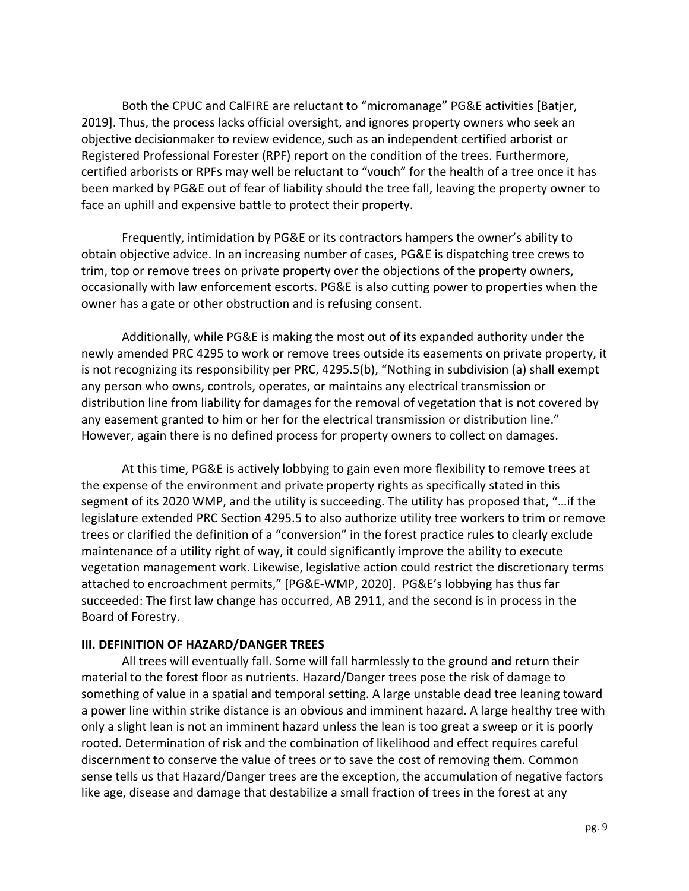Both the CPUC and CalFIRE are reluctant to "micromanage" PG&E activities [Batjer, 2019]. Thus, the process lacks official oversight, and ignores property owners who seek an objective decisionmaker to review evidence, such as an independent certified arborist or Registered Professional Forester (RPF) report on the condition of the trees. Furthermore, certified arborists or RPFs may well be reluctant to "vouch" for the health of a tree once it has been marked by PG&E out of fear of liability should the tree fall, leaving the property owner to face an uphill and expensive battle to protect their property.

Frequently, intimidation by PG&E or its contractors hampers the owner's ability to obtain objective advice. In an increasing number of cases, PG&E is dispatching tree crews to trim, top or remove trees on private property over the objections of the property owners, occasionally with law enforcement escorts. PG&E is also cutting power to properties when the owner has a gate or other obstruction and is refusing consent.

Additionally, while PG&E is making the most out of its expanded authority under the newly amended PRC 4295 to work or remove trees outside its easements on private property, it is not recognizing its responsibility per PRC, 4295.5(b), "Nothing in subdivision (a) shall exempt any person who owns, controls, operates, or maintains any electrical transmission or distribution line from liability for damages for the removal of vegetation that is not covered by any easement granted to him or her for the electrical transmission or distribution line." However, again there is no defined process for property owners to collect on damages.

At this time, PG&E is actively lobbying to gain even more flexibility to remove trees at the expense of the environment and private property rights as specifically stated in this segment of its 2020 WMP, and the utility is succeeding. The utility has proposed that, "…if the legislature extended PRC Section 4295.5 to also authorize utility tree workers to trim or remove trees or clarified the definition of a "conversion" in the forest practice rules to clearly exclude maintenance of a utility right of way, it could significantly improve the ability to execute vegetation management work. Likewise, legislative action could restrict the discretionary terms attached to encroachment permits," [PG&E-WMP, 2020]. PG&E's lobbying has thus far succeeded: The first law change has occurred, AB 2911, and the second is in process in the Board of Forestry.

## III. DEFINITION OF HAZARD/DANGER TREES

All trees will eventually fall. Some will fall harmlessly to the ground and return their material to the forest floor as nutrients. Hazard/Danger trees pose the risk of damage to something of value in a spatial and temporal setting. A large unstable dead tree leaning toward a power line within strike distance is an obvious and imminent hazard. A large healthy tree with only a slight lean is not an imminent hazard unless the lean is too great a sweep or it is poorly rooted. Determination of risk and the combination of likelihood and effect requires careful discernment to conserve the value of trees or to save the cost of removing them. Common sense tells us that Hazard/Danger trees are the exception, the accumulation of negative factors like age, disease and damage that destabilize a small fraction of trees in the forest at any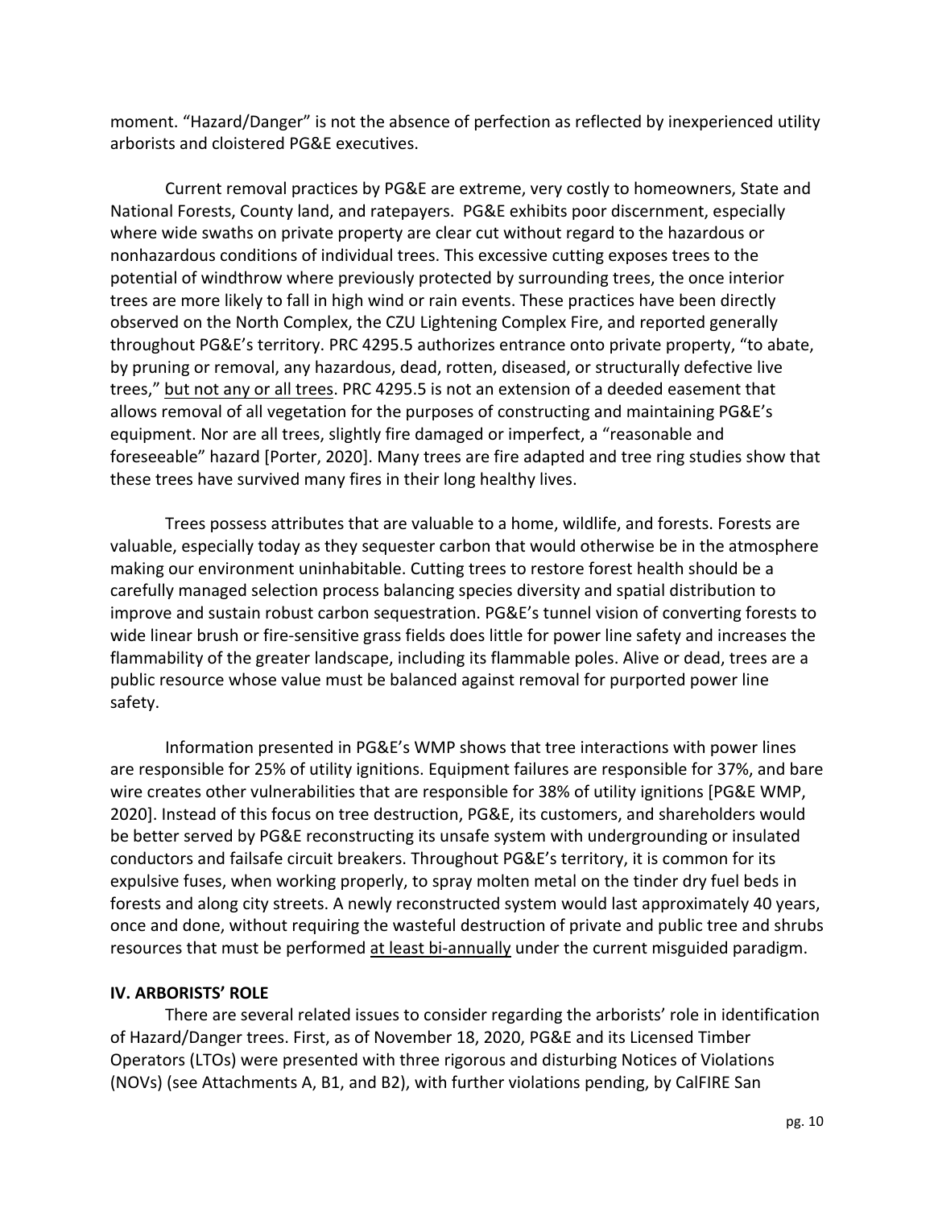moment. "Hazard/Danger" is not the absence of perfection as reflected by inexperienced utility arborists and cloistered PG&E executives.

Current removal practices by PG&E are extreme, very costly to homeowners, State and National Forests, County land, and ratepayers. PG&E exhibits poor discernment, especially where wide swaths on private property are clear cut without regard to the hazardous or nonhazardous conditions of individual trees. This excessive cutting exposes trees to the potential of windthrow where previously protected by surrounding trees, the once interior trees are more likely to fall in high wind or rain events. These practices have been directly observed on the North Complex, the CZU Lightening Complex Fire, and reported generally throughout PG&E's territory. PRC 4295.5 authorizes entrance onto private property, "to abate, by pruning or removal, any hazardous, dead, rotten, diseased, or structurally defective live trees," <u>but not any or all trees</u>. PRC 4295.5 is not an extension of a deeded easement that allows removal of all vegetation for the purposes of constructing and maintaining PG&E's equipment. Nor are all trees, slightly fire damaged or imperfect, a "reasonable and foreseeable" hazard [Porter, 2020]. Many trees are fire adapted and tree ring studies show that these trees have survived many fires in their long healthy lives.

Trees possess attributes that are valuable to a home, wildlife, and forests. Forests are valuable, especially today as they sequester carbon that would otherwise be in the atmosphere making our environment uninhabitable. Cutting trees to restore forest health should be a carefully managed selection process balancing species diversity and spatial distribution to improve and sustain robust carbon sequestration. PG&E's tunnel vision of converting forests to wide linear brush or fire-sensitive grass fields does little for power line safety and increases the flammability of the greater landscape, including its flammable poles. Alive or dead, trees are a public resource whose value must be balanced against removal for purported power line safety.

Information presented in PG&E's WMP shows that tree interactions with power lines are responsible for 25% of utility ignitions. Equipment failures are responsible for 37%, and bare wire creates other vulnerabilities that are responsible for 38% of utility ignitions [PG&E WMP, 2020]. Instead of this focus on tree destruction, PG&E, its customers, and shareholders would be better served by PG&E reconstructing its unsafe system with undergrounding or insulated conductors and failsafe circuit breakers. Throughout PG&E's territory, it is common for its expulsive fuses, when working properly, to spray molten metal on the tinder dry fuel beds in forests and along city streets. A newly reconstructed system would last approximately 40 years, once and done, without requiring the wasteful destruction of private and public tree and shrubs resources that must be performed <u>at least bi-annually</u> under the current misguided paradigm.

## IV. ARBORISTS' ROLE

There are several related issues to consider regarding the arborists' role in identification of Hazard/Danger trees. First, as of November 18, 2020, PG&E and its Licensed Timber Operators (LTOs) were presented with three rigorous and disturbing Notices of Violations (NOVs) (see Attachments A, B1, and B2), with further violations pending, by CalFIRE San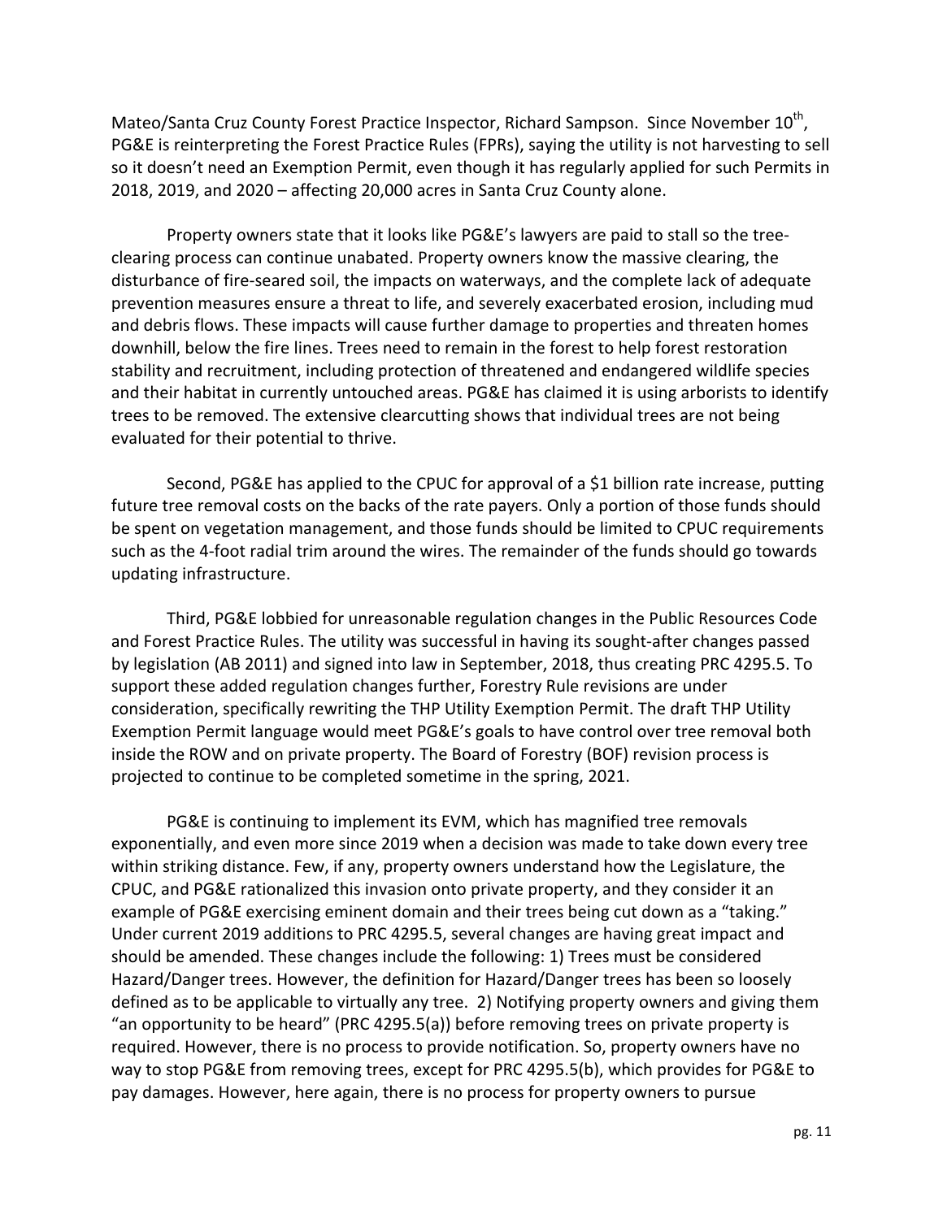Mateo/Santa Cruz County Forest Practice Inspector, Richard Sampson. Since November 10th, PG&E is reinterpreting the Forest Practice Rules (FPRs), saying the utility is not harvesting to sell so it doesn't need an Exemption Permit, even though it has regularly applied for such Permits in 2018, 2019, and 2020 – affecting 20,000 acres in Santa Cruz County alone.

Property owners state that it looks like PG&E's lawyers are paid to stall so the tree-clearing process can continue unabated. Property owners know the massive clearing, the disturbance of fire-seared soil, the impacts on waterways, and the complete lack of adequate prevention measures ensure a threat to life, and severely exacerbated erosion, including mud and debris flows. These impacts will cause further damage to properties and threaten homes downhill, below the fire lines. Trees need to remain in the forest to help forest restoration stability and recruitment, including protection of threatened and endangered wildlife species and their habitat in currently untouched areas. PG&E has claimed it is using arborists to identify trees to be removed. The extensive clearcutting shows that individual trees are not being evaluated for their potential to thrive.

Second, PG&E has applied to the CPUC for approval of a $1 billion rate increase, putting future tree removal costs on the backs of the rate payers. Only a portion of those funds should be spent on vegetation management, and those funds should be limited to CPUC requirements such as the 4-foot radial trim around the wires. The remainder of the funds should go towards updating infrastructure.

Third, PG&E lobbied for unreasonable regulation changes in the Public Resources Code and Forest Practice Rules. The utility was successful in having its sought-after changes passed by legislation (AB 2011) and signed into law in September, 2018, thus creating PRC 4295.5. To support these added regulation changes further, Forestry Rule revisions are under consideration, specifically rewriting the THP Utility Exemption Permit. The draft THP Utility Exemption Permit language would meet PG&E's goals to have control over tree removal both inside the ROW and on private property. The Board of Forestry (BOF) revision process is projected to continue to be completed sometime in the spring, 2021.

PG&E is continuing to implement its EVM, which has magnified tree removals exponentially, and even more since 2019 when a decision was made to take down every tree within striking distance. Few, if any, property owners understand how the Legislature, the CPUC, and PG&E rationalized this invasion onto private property, and they consider it an example of PG&E exercising eminent domain and their trees being cut down as a "taking." Under current 2019 additions to PRC 4295.5, several changes are having great impact and should be amended. These changes include the following: 1) Trees must be considered Hazard/Danger trees. However, the definition for Hazard/Danger trees has been so loosely defined as to be applicable to virtually any tree. 2) Notifying property owners and giving them "an opportunity to be heard" (PRC 4295.5(a)) before removing trees on private property is required. However, there is no process to provide notification. So, property owners have no way to stop PG&E from removing trees, except for PRC 4295.5(b), which provides for PG&E to pay damages. However, here again, there is no process for property owners to pursue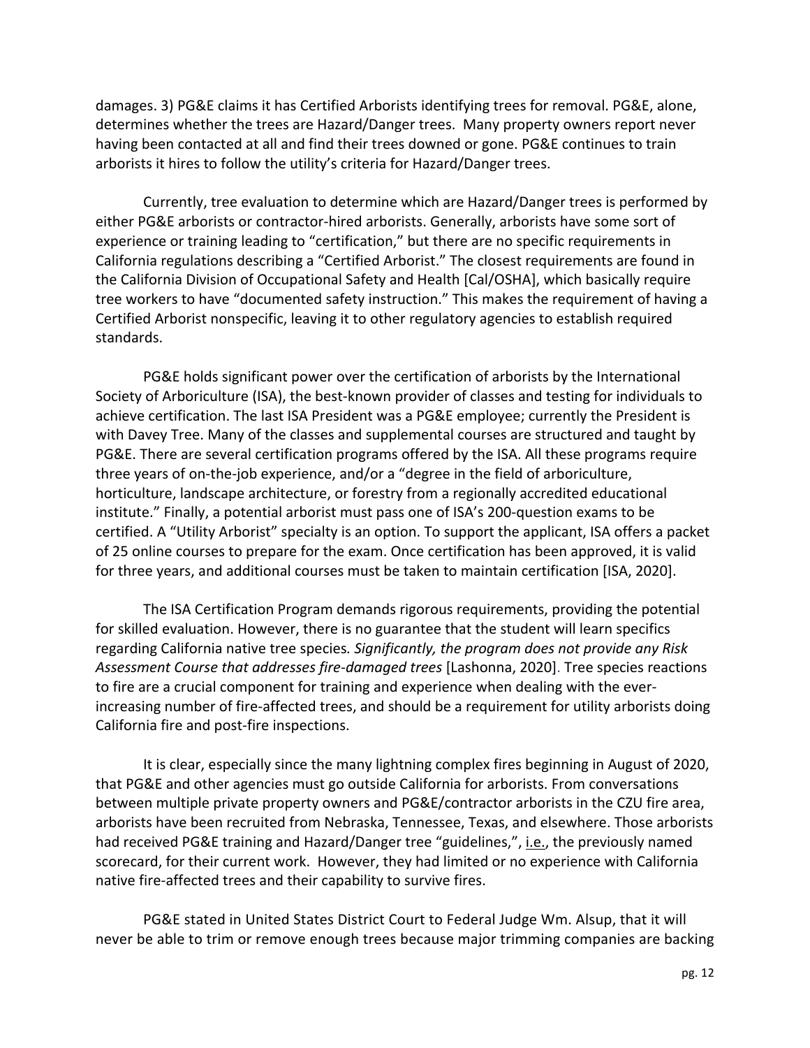damages. 3) PG&E claims it has Certified Arborists identifying trees for removal. PG&E, alone, determines whether the trees are Hazard/Danger trees. Many property owners report never having been contacted at all and find their trees downed or gone. PG&E continues to train arborists it hires to follow the utility's criteria for Hazard/Danger trees.

Currently, tree evaluation to determine which are Hazard/Danger trees is performed by either PG&E arborists or contractor-hired arborists. Generally, arborists have some sort of experience or training leading to "certification," but there are no specific requirements in California regulations describing a "Certified Arborist." The closest requirements are found in the California Division of Occupational Safety and Health [Cal/OSHA], which basically require tree workers to have "documented safety instruction." This makes the requirement of having a Certified Arborist nonspecific, leaving it to other regulatory agencies to establish required standards.

PG&E holds significant power over the certification of arborists by the International Society of Arboriculture (ISA), the best-known provider of classes and testing for individuals to achieve certification. The last ISA President was a PG&E employee; currently the President is with Davey Tree. Many of the classes and supplemental courses are structured and taught by PG&E. There are several certification programs offered by the ISA. All these programs require three years of on-the-job experience, and/or a "degree in the field of arboriculture, horticulture, landscape architecture, or forestry from a regionally accredited educational institute." Finally, a potential arborist must pass one of ISA's 200-question exams to be certified. A "Utility Arborist" specialty is an option. To support the applicant, ISA offers a packet of 25 online courses to prepare for the exam. Once certification has been approved, it is valid for three years, and additional courses must be taken to maintain certification [ISA, 2020].

The ISA Certification Program demands rigorous requirements, providing the potential for skilled evaluation. However, there is no guarantee that the student will learn specifics regarding California native tree species. *Significantly, the program does not provide any Risk Assessment Course that addresses fire-damaged trees* [Lashonna, 2020]. Tree species reactions to fire are a crucial component for training and experience when dealing with the ever-increasing number of fire-affected trees, and should be a requirement for utility arborists doing California fire and post-fire inspections.

It is clear, especially since the many lightning complex fires beginning in August of 2020, that PG&E and other agencies must go outside California for arborists. From conversations between multiple private property owners and PG&E/contractor arborists in the CZU fire area, arborists have been recruited from Nebraska, Tennessee, Texas, and elsewhere. Those arborists had received PG&E training and Hazard/Danger tree "guidelines,", i.e., the previously named scorecard, for their current work. However, they had limited or no experience with California native fire-affected trees and their capability to survive fires.

PG&E stated in United States District Court to Federal Judge Wm. Alsup, that it will never be able to trim or remove enough trees because major trimming companies are backing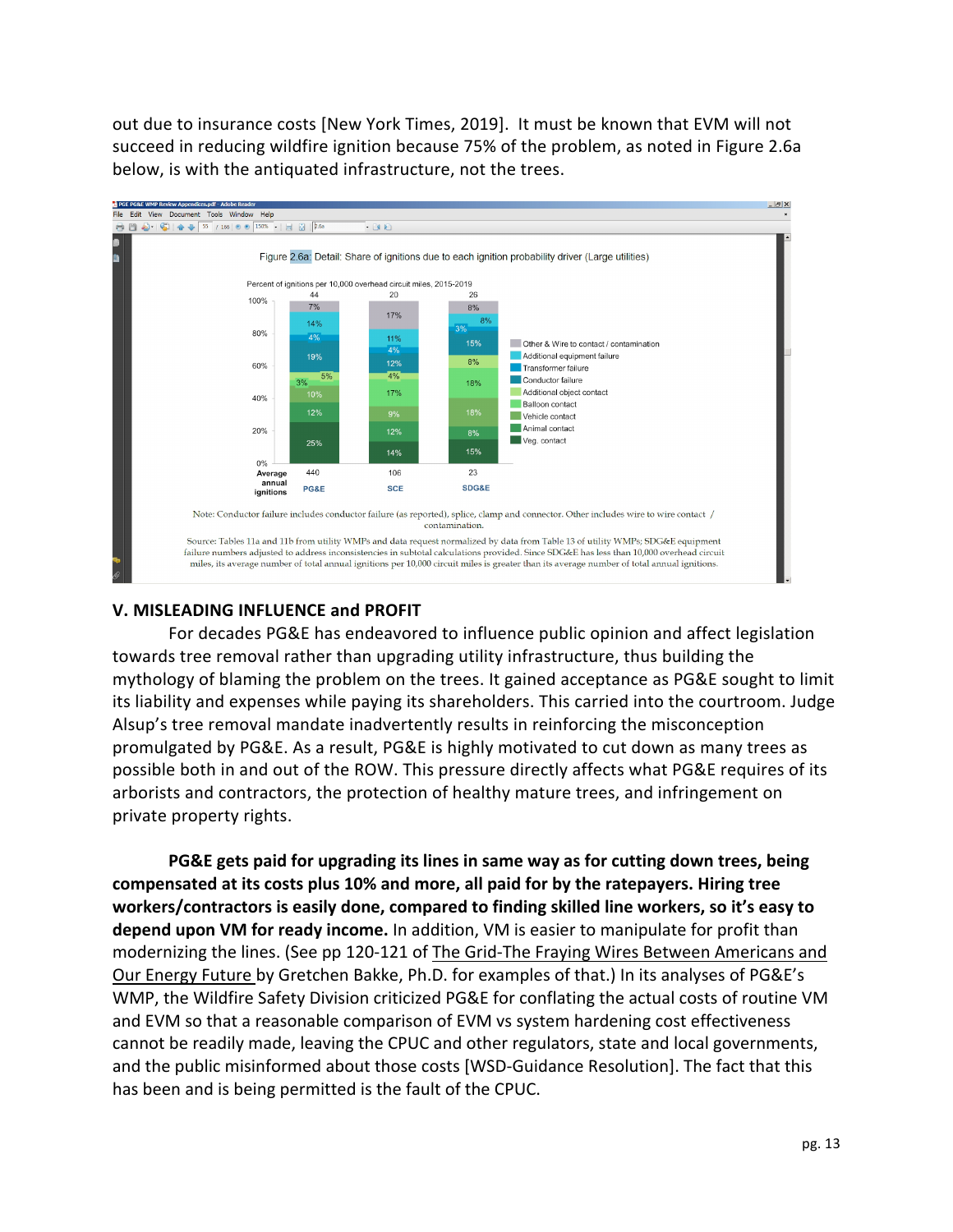out due to insurance costs [New York Times, 2019]. It must be known that EVM will not succeed in reducing wildfire ignition because 75% of the problem, as noted in Figure 2.6a below, is with the antiquated infrastructure, not the trees.

Figure 2.6a: Detail: Share of ignitions due to each ignition probability driver (Large utilities)

Percent of ignitions per 10,000 overhead circuit miles, 2015-2019

| Ignition probability driver | PG&E | SCE | SDG&E |
|---|---|---|---|
| Ignitions per 10,000 overhead circuit miles | 44 | 20 | 26 |
| Other & Wire to contact / contamination | 7% | 17% | 8% |
| Additional equipment failure | 14% | 11% | 6% |
| Transformer failure | 4% | 4% | 3% |
| Conductor failure | 19% | 12% | 15% |
| Additional object contact | 5% | 4% | 8% |
| Balloon contact | 3% | | |
| Vehicle contact | 10% | 17% | 18% |
| Animal contact | 12% | 9% | 18% |
| Veg. contact | 25% | 12% | 8% |
| | | 14% | 15% |
| Average annual ignitions | 440 | 106 | 23 |

Note: Conductor failure includes conductor failure (as reported), splice, clamp and connector. Other includes wire to wire contact / contamination.

Source: Tables 11a and 11b from utility WMPs and data request normalized by data from Table 13 of utility WMPs; SDG&E equipment failure numbers adjusted to address inconsistencies in subtotal calculations provided. Since SDG&E has less than 10,000 overhead circuit miles, its average number of total annual ignitions per 10,000 circuit miles is greater than its average number of total annual ignitions.

## V. MISLEADING INFLUENCE and PROFIT

For decades PG&E has endeavored to influence public opinion and affect legislation towards tree removal rather than upgrading utility infrastructure, thus building the mythology of blaming the problem on the trees. It gained acceptance as PG&E sought to limit its liability and expenses while paying its shareholders. This carried into the courtroom. Judge Alsup's tree removal mandate inadvertently results in reinforcing the misconception promulgated by PG&E. As a result, PG&E is highly motivated to cut down as many trees as possible both in and out of the ROW. This pressure directly affects what PG&E requires of its arborists and contractors, the protection of healthy mature trees, and infringement on private property rights.

**PG&E gets paid for upgrading its lines in same way as for cutting down trees, being compensated at its costs plus 10% and more, all paid for by the ratepayers. Hiring tree workers/contractors is easily done, compared to finding skilled line workers, so it's easy to depend upon VM for ready income.** In addition, VM is easier to manipulate for profit than modernizing the lines. (See pp 120-121 of The Grid-The Fraying Wires Between Americans and Our Energy Future by Gretchen Bakke, Ph.D. for examples of that.) In its analyses of PG&E's WMP, the Wildfire Safety Division criticized PG&E for conflating the actual costs of routine VM and EVM so that a reasonable comparison of EVM vs system hardening cost effectiveness cannot be readily made, leaving the CPUC and other regulators, state and local governments, and the public misinformed about those costs [WSD-Guidance Resolution]. The fact that this has been and is being permitted is the fault of the CPUC.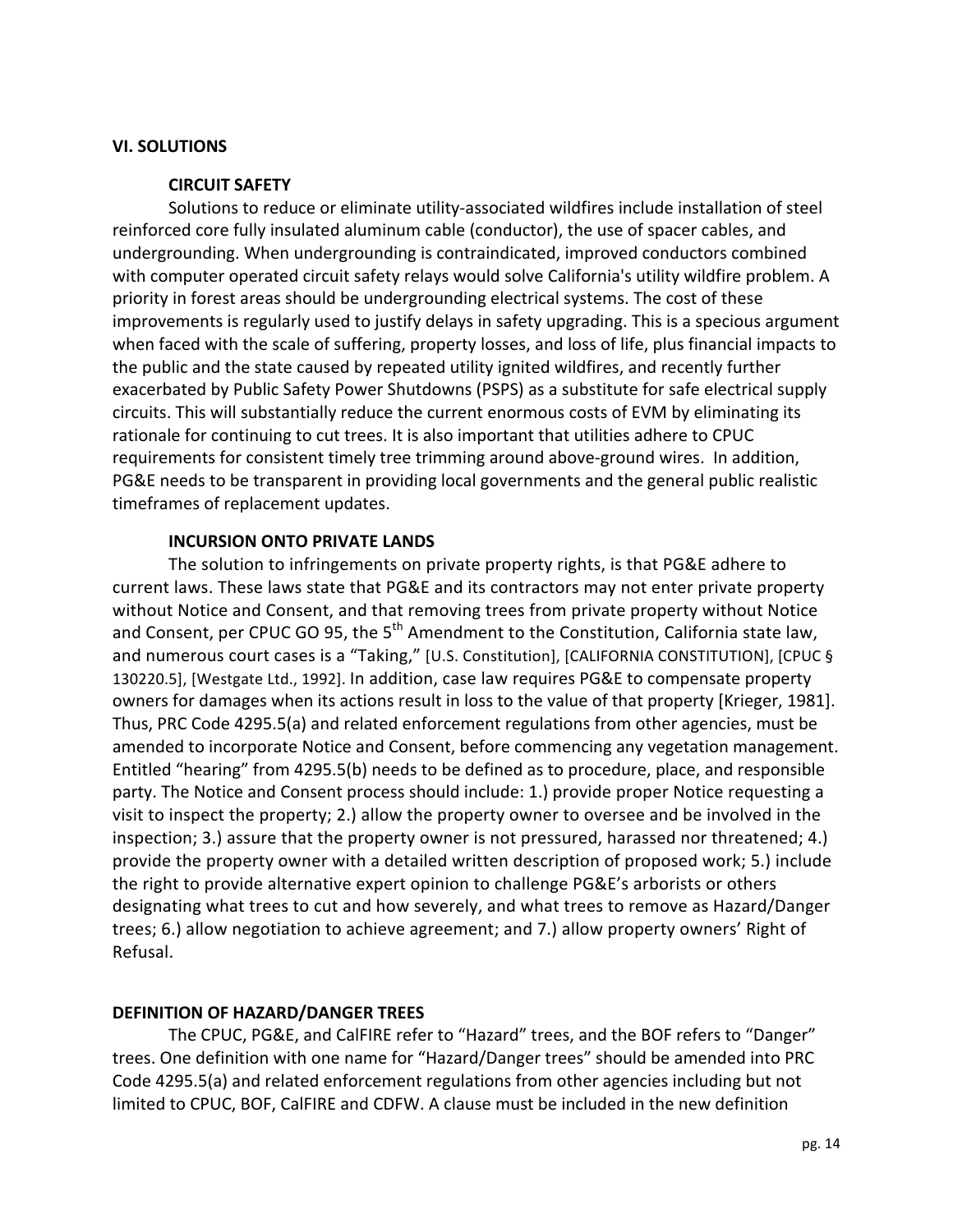## VI. SOLUTIONS

### CIRCUIT SAFETY

Solutions to reduce or eliminate utility-associated wildfires include installation of steel reinforced core fully insulated aluminum cable (conductor), the use of spacer cables, and undergrounding. When undergrounding is contraindicated, improved conductors combined with computer operated circuit safety relays would solve California's utility wildfire problem. A priority in forest areas should be undergrounding electrical systems. The cost of these improvements is regularly used to justify delays in safety upgrading. This is a specious argument when faced with the scale of suffering, property losses, and loss of life, plus financial impacts to the public and the state caused by repeated utility ignited wildfires, and recently further exacerbated by Public Safety Power Shutdowns (PSPS) as a substitute for safe electrical supply circuits. This will substantially reduce the current enormous costs of EVM by eliminating its rationale for continuing to cut trees. It is also important that utilities adhere to CPUC requirements for consistent timely tree trimming around above-ground wires. In addition, PG&E needs to be transparent in providing local governments and the general public realistic timeframes of replacement updates.

### INCURSION ONTO PRIVATE LANDS

The solution to infringements on private property rights, is that PG&E adhere to current laws. These laws state that PG&E and its contractors may not enter private property without Notice and Consent, and that removing trees from private property without Notice and Consent, per CPUC GO 95, the 5th Amendment to the Constitution, California state law, and numerous court cases is a "Taking," [U.S. Constitution], [CALIFORNIA CONSTITUTION], [CPUC § 130220.5], [Westgate Ltd., 1992]. In addition, case law requires PG&E to compensate property owners for damages when its actions result in loss to the value of that property [Krieger, 1981]. Thus, PRC Code 4295.5(a) and related enforcement regulations from other agencies, must be amended to incorporate Notice and Consent, before commencing any vegetation management. Entitled "hearing" from 4295.5(b) needs to be defined as to procedure, place, and responsible party. The Notice and Consent process should include: 1.) provide proper Notice requesting a visit to inspect the property; 2.) allow the property owner to oversee and be involved in the inspection; 3.) assure that the property owner is not pressured, harassed nor threatened; 4.) provide the property owner with a detailed written description of proposed work; 5.) include the right to provide alternative expert opinion to challenge PG&E's arborists or others designating what trees to cut and how severely, and what trees to remove as Hazard/Danger trees; 6.) allow negotiation to achieve agreement; and 7.) allow property owners' Right of Refusal.

## DEFINITION OF HAZARD/DANGER TREES

The CPUC, PG&E, and CalFIRE refer to "Hazard" trees, and the BOF refers to "Danger" trees. One definition with one name for "Hazard/Danger trees" should be amended into PRC Code 4295.5(a) and related enforcement regulations from other agencies including but not limited to CPUC, BOF, CalFIRE and CDFW. A clause must be included in the new definition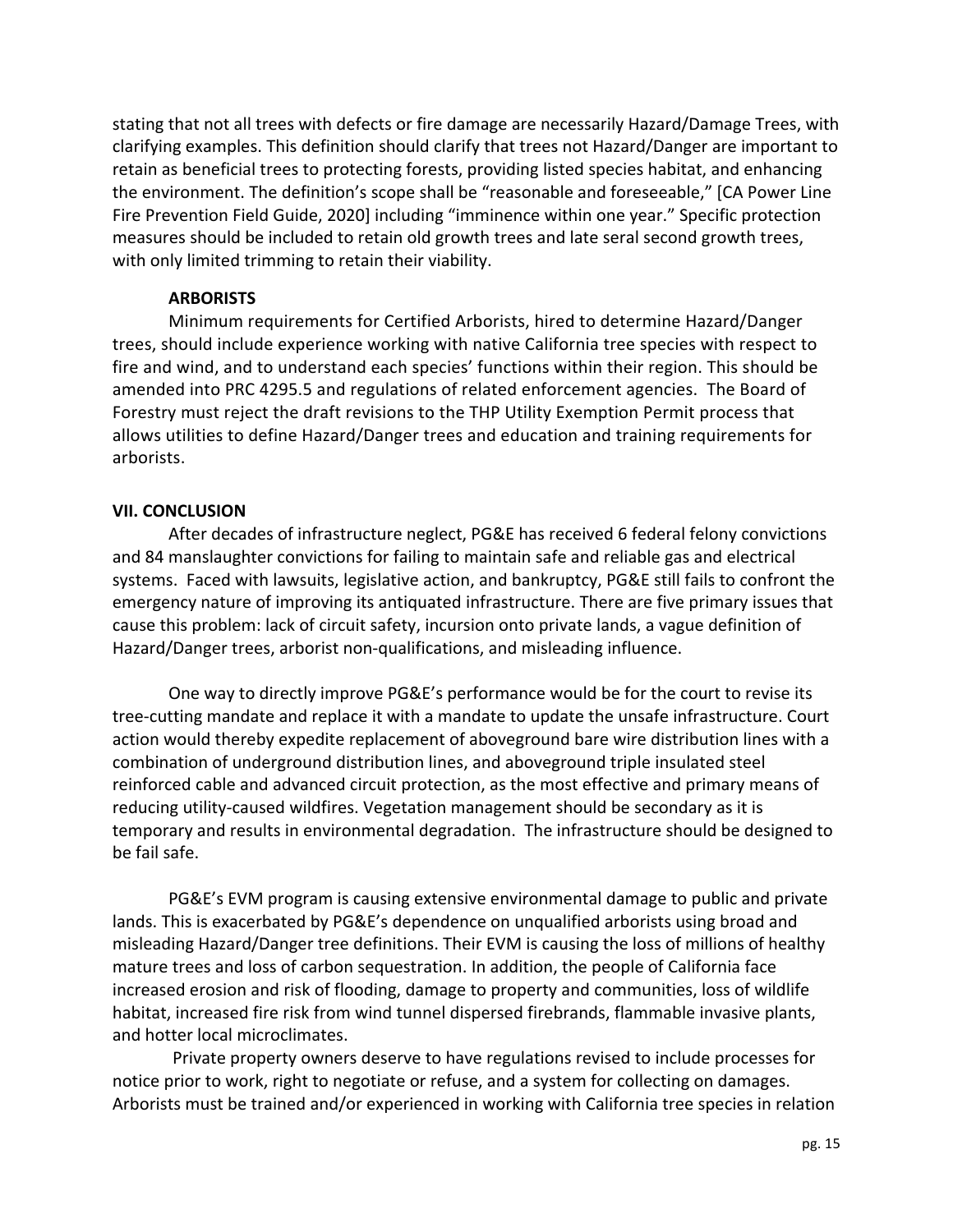stating that not all trees with defects or fire damage are necessarily Hazard/Damage Trees, with clarifying examples. This definition should clarify that trees not Hazard/Danger are important to retain as beneficial trees to protecting forests, providing listed species habitat, and enhancing the environment. The definition's scope shall be "reasonable and foreseeable," [CA Power Line Fire Prevention Field Guide, 2020] including "imminence within one year." Specific protection measures should be included to retain old growth trees and late seral second growth trees, with only limited trimming to retain their viability.

**ARBORISTS**

Minimum requirements for Certified Arborists, hired to determine Hazard/Danger trees, should include experience working with native California tree species with respect to fire and wind, and to understand each species' functions within their region. This should be amended into PRC 4295.5 and regulations of related enforcement agencies. The Board of Forestry must reject the draft revisions to the THP Utility Exemption Permit process that allows utilities to define Hazard/Danger trees and education and training requirements for arborists.

## VII. CONCLUSION

After decades of infrastructure neglect, PG&E has received 6 federal felony convictions and 84 manslaughter convictions for failing to maintain safe and reliable gas and electrical systems. Faced with lawsuits, legislative action, and bankruptcy, PG&E still fails to confront the emergency nature of improving its antiquated infrastructure. There are five primary issues that cause this problem: lack of circuit safety, incursion onto private lands, a vague definition of Hazard/Danger trees, arborist non-qualifications, and misleading influence.

One way to directly improve PG&E's performance would be for the court to revise its tree-cutting mandate and replace it with a mandate to update the unsafe infrastructure. Court action would thereby expedite replacement of aboveground bare wire distribution lines with a combination of underground distribution lines, and aboveground triple insulated steel reinforced cable and advanced circuit protection, as the most effective and primary means of reducing utility-caused wildfires. Vegetation management should be secondary as it is temporary and results in environmental degradation. The infrastructure should be designed to be fail safe.

PG&E's EVM program is causing extensive environmental damage to public and private lands. This is exacerbated by PG&E's dependence on unqualified arborists using broad and misleading Hazard/Danger tree definitions. Their EVM is causing the loss of millions of healthy mature trees and loss of carbon sequestration. In addition, the people of California face increased erosion and risk of flooding, damage to property and communities, loss of wildlife habitat, increased fire risk from wind tunnel dispersed firebrands, flammable invasive plants, and hotter local microclimates.

Private property owners deserve to have regulations revised to include processes for notice prior to work, right to negotiate or refuse, and a system for collecting on damages. Arborists must be trained and/or experienced in working with California tree species in relation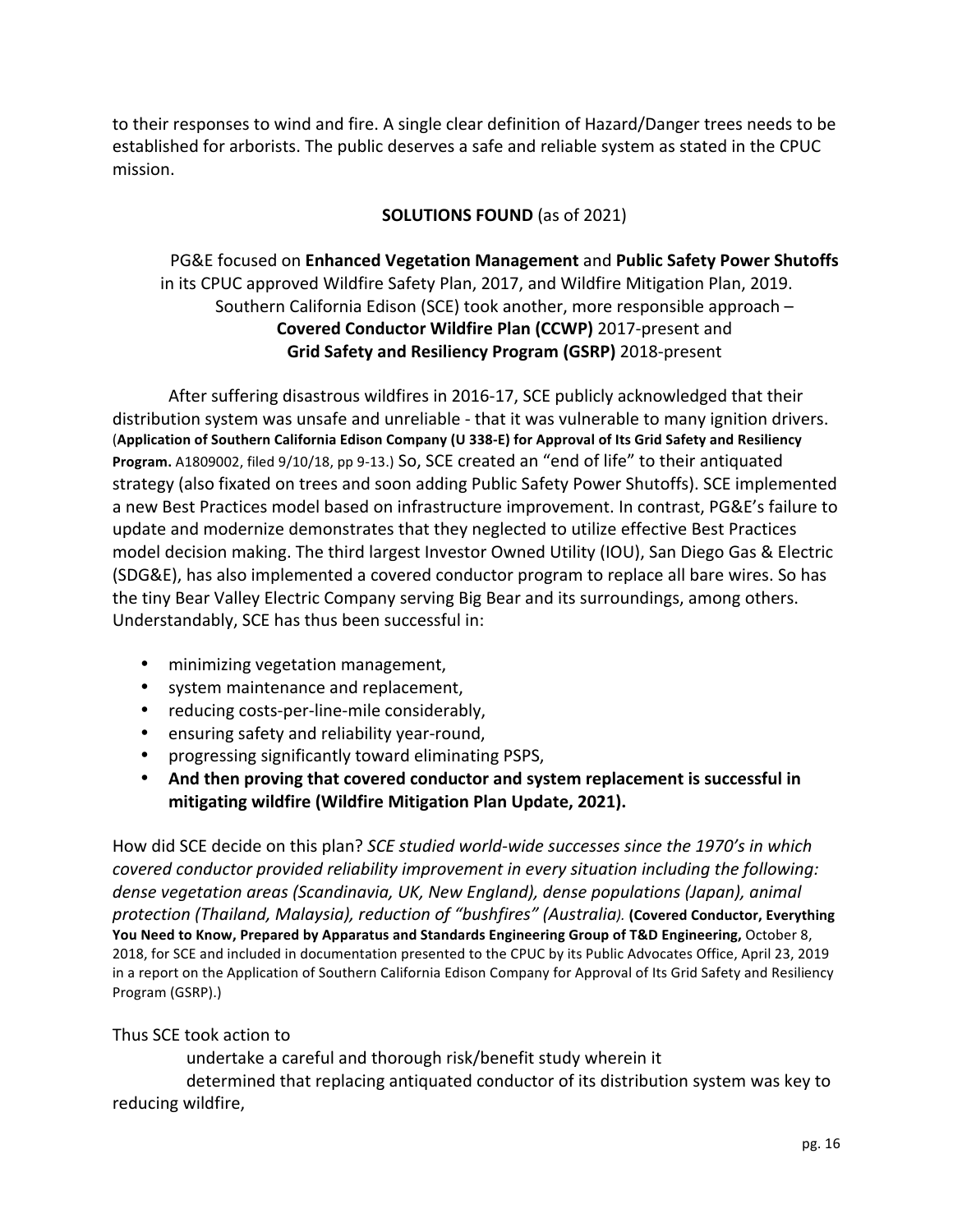to their responses to wind and fire. A single clear definition of Hazard/Danger trees needs to be established for arborists. The public deserves a safe and reliable system as stated in the CPUC mission.

**SOLUTIONS FOUND** (as of 2021)

PG&E focused on **Enhanced Vegetation Management** and **Public Safety Power Shutoffs** in its CPUC approved Wildfire Safety Plan, 2017, and Wildfire Mitigation Plan, 2019. Southern California Edison (SCE) took another, more responsible approach – **Covered Conductor Wildfire Plan (CCWP)** 2017-present and **Grid Safety and Resiliency Program (GSRP)** 2018-present

After suffering disastrous wildfires in 2016-17, SCE publicly acknowledged that their distribution system was unsafe and unreliable - that it was vulnerable to many ignition drivers. (**Application of Southern California Edison Company (U 338-E) for Approval of Its Grid Safety and Resiliency Program.** A1809002, filed 9/10/18, pp 9-13.) So, SCE created an "end of life" to their antiquated strategy (also fixated on trees and soon adding Public Safety Power Shutoffs). SCE implemented a new Best Practices model based on infrastructure improvement. In contrast, PG&E's failure to update and modernize demonstrates that they neglected to utilize effective Best Practices model decision making. The third largest Investor Owned Utility (IOU), San Diego Gas & Electric (SDG&E), has also implemented a covered conductor program to replace all bare wires. So has the tiny Bear Valley Electric Company serving Big Bear and its surroundings, among others. Understandably, SCE has thus been successful in:

- minimizing vegetation management,
- system maintenance and replacement,
- reducing costs-per-line-mile considerably,
- ensuring safety and reliability year-round,
- progressing significantly toward eliminating PSPS,
- **And then proving that covered conductor and system replacement is successful in mitigating wildfire (Wildfire Mitigation Plan Update, 2021).**

How did SCE decide on this plan? *SCE studied world-wide successes since the 1970's in which covered conductor provided reliability improvement in every situation including the following: dense vegetation areas (Scandinavia, UK, New England), dense populations (Japan), animal protection (Thailand, Malaysia), reduction of "bushfires" (Australia).* (**Covered Conductor, Everything You Need to Know, Prepared by Apparatus and Standards Engineering Group of T&D Engineering,** October 8, 2018, for SCE and included in documentation presented to the CPUC by its Public Advocates Office, April 23, 2019 in a report on the Application of Southern California Edison Company for Approval of Its Grid Safety and Resiliency Program (GSRP).)

Thus SCE took action to

undertake a careful and thorough risk/benefit study wherein it

determined that replacing antiquated conductor of its distribution system was key to reducing wildfire,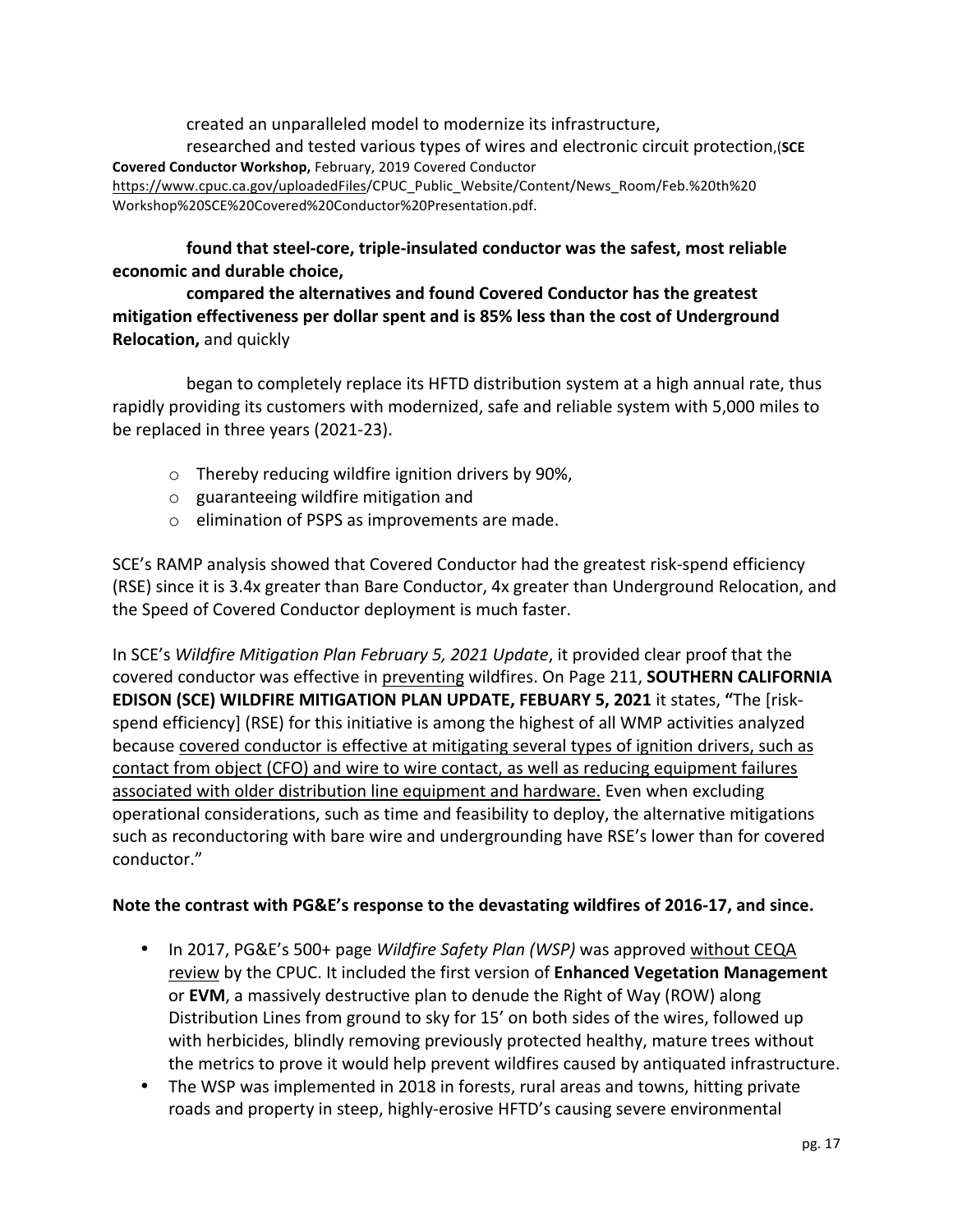created an unparalleled model to modernize its infrastructure,

researched and tested various types of wires and electronic circuit protection,(**SCE Covered Conductor Workshop,** February, 2019 Covered Conductor https://www.cpuc.ca.gov/uploadedFiles/CPUC_Public_Website/Content/News_Room/Feb.%20th%20Workshop%20SCE%20Covered%20Conductor%20Presentation.pdf.

**found that steel-core, triple-insulated conductor was the safest, most reliable economic and durable choice,**

**compared the alternatives and found Covered Conductor has the greatest mitigation effectiveness per dollar spent and is 85% less than the cost of Underground Relocation,** and quickly

began to completely replace its HFTD distribution system at a high annual rate, thus rapidly providing its customers with modernized, safe and reliable system with 5,000 miles to be replaced in three years (2021-23).

- Thereby reducing wildfire ignition drivers by 90%,
- guaranteeing wildfire mitigation and
- elimination of PSPS as improvements are made.

SCE's RAMP analysis showed that Covered Conductor had the greatest risk-spend efficiency (RSE) since it is 3.4x greater than Bare Conductor, 4x greater than Underground Relocation, and the Speed of Covered Conductor deployment is much faster.

In SCE's *Wildfire Mitigation Plan February 5, 2021 Update*, it provided clear proof that the covered conductor was effective in preventing wildfires. On Page 211, **SOUTHERN CALIFORNIA EDISON (SCE) WILDFIRE MITIGATION PLAN UPDATE, FEBUARY 5, 2021** it states, **"**The [risk-spend efficiency] (RSE) for this initiative is among the highest of all WMP activities analyzed because covered conductor is effective at mitigating several types of ignition drivers, such as contact from object (CFO) and wire to wire contact, as well as reducing equipment failures associated with older distribution line equipment and hardware. Even when excluding operational considerations, such as time and feasibility to deploy, the alternative mitigations such as reconductoring with bare wire and undergrounding have RSE's lower than for covered conductor."

**Note the contrast with PG&E's response to the devastating wildfires of 2016-17, and since.**

- In 2017, PG&E's 500+ page *Wildfire Safety Plan (WSP)* was approved without CEQA review by the CPUC. It included the first version of **Enhanced Vegetation Management** or **EVM**, a massively destructive plan to denude the Right of Way (ROW) along Distribution Lines from ground to sky for 15' on both sides of the wires, followed up with herbicides, blindly removing previously protected healthy, mature trees without the metrics to prove it would help prevent wildfires caused by antiquated infrastructure.
- The WSP was implemented in 2018 in forests, rural areas and towns, hitting private roads and property in steep, highly-erosive HFTD's causing severe environmental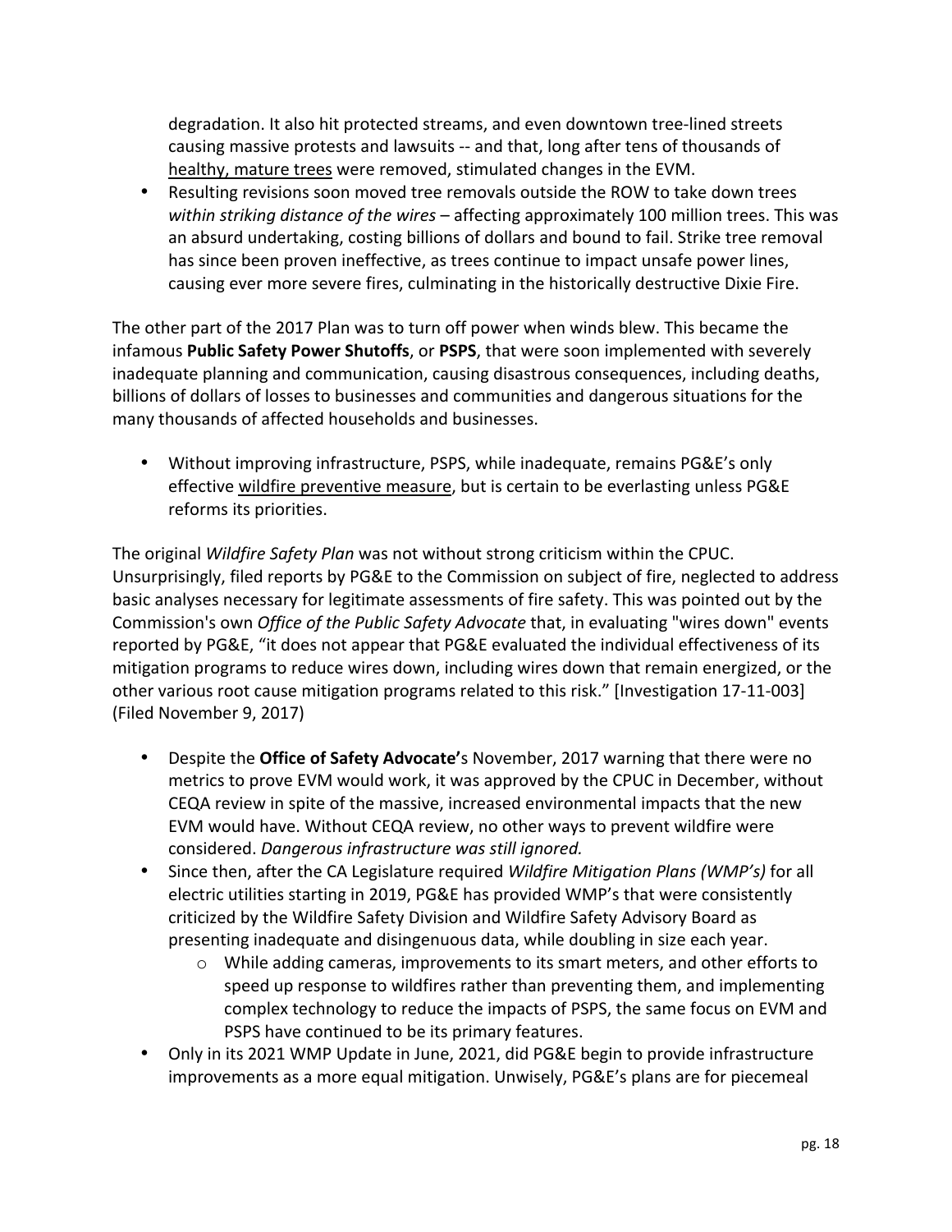degradation. It also hit protected streams, and even downtown tree-lined streets causing massive protests and lawsuits -- and that, long after tens of thousands of healthy, mature trees were removed, stimulated changes in the EVM.

- Resulting revisions soon moved tree removals outside the ROW to take down trees *within striking distance of the wires* – affecting approximately 100 million trees. This was an absurd undertaking, costing billions of dollars and bound to fail. Strike tree removal has since been proven ineffective, as trees continue to impact unsafe power lines, causing ever more severe fires, culminating in the historically destructive Dixie Fire.

The other part of the 2017 Plan was to turn off power when winds blew. This became the infamous **Public Safety Power Shutoffs**, or **PSPS**, that were soon implemented with severely inadequate planning and communication, causing disastrous consequences, including deaths, billions of dollars of losses to businesses and communities and dangerous situations for the many thousands of affected households and businesses.

- Without improving infrastructure, PSPS, while inadequate, remains PG&E's only effective wildfire preventive measure, but is certain to be everlasting unless PG&E reforms its priorities.

The original *Wildfire Safety Plan* was not without strong criticism within the CPUC. Unsurprisingly, filed reports by PG&E to the Commission on subject of fire, neglected to address basic analyses necessary for legitimate assessments of fire safety. This was pointed out by the Commission's own *Office of the Public Safety Advocate* that, in evaluating "wires down" events reported by PG&E, "it does not appear that PG&E evaluated the individual effectiveness of its mitigation programs to reduce wires down, including wires down that remain energized, or the other various root cause mitigation programs related to this risk." [Investigation 17-11-003] (Filed November 9, 2017)

- Despite the **Office of Safety Advocate'**s November, 2017 warning that there were no metrics to prove EVM would work, it was approved by the CPUC in December, without CEQA review in spite of the massive, increased environmental impacts that the new EVM would have. Without CEQA review, no other ways to prevent wildfire were considered. *Dangerous infrastructure was still ignored.*
- Since then, after the CA Legislature required *Wildfire Mitigation Plans (WMP's)* for all electric utilities starting in 2019, PG&E has provided WMP's that were consistently criticized by the Wildfire Safety Division and Wildfire Safety Advisory Board as presenting inadequate and disingenuous data, while doubling in size each year.
    - While adding cameras, improvements to its smart meters, and other efforts to speed up response to wildfires rather than preventing them, and implementing complex technology to reduce the impacts of PSPS, the same focus on EVM and PSPS have continued to be its primary features.
- Only in its 2021 WMP Update in June, 2021, did PG&E begin to provide infrastructure improvements as a more equal mitigation. Unwisely, PG&E's plans are for piecemeal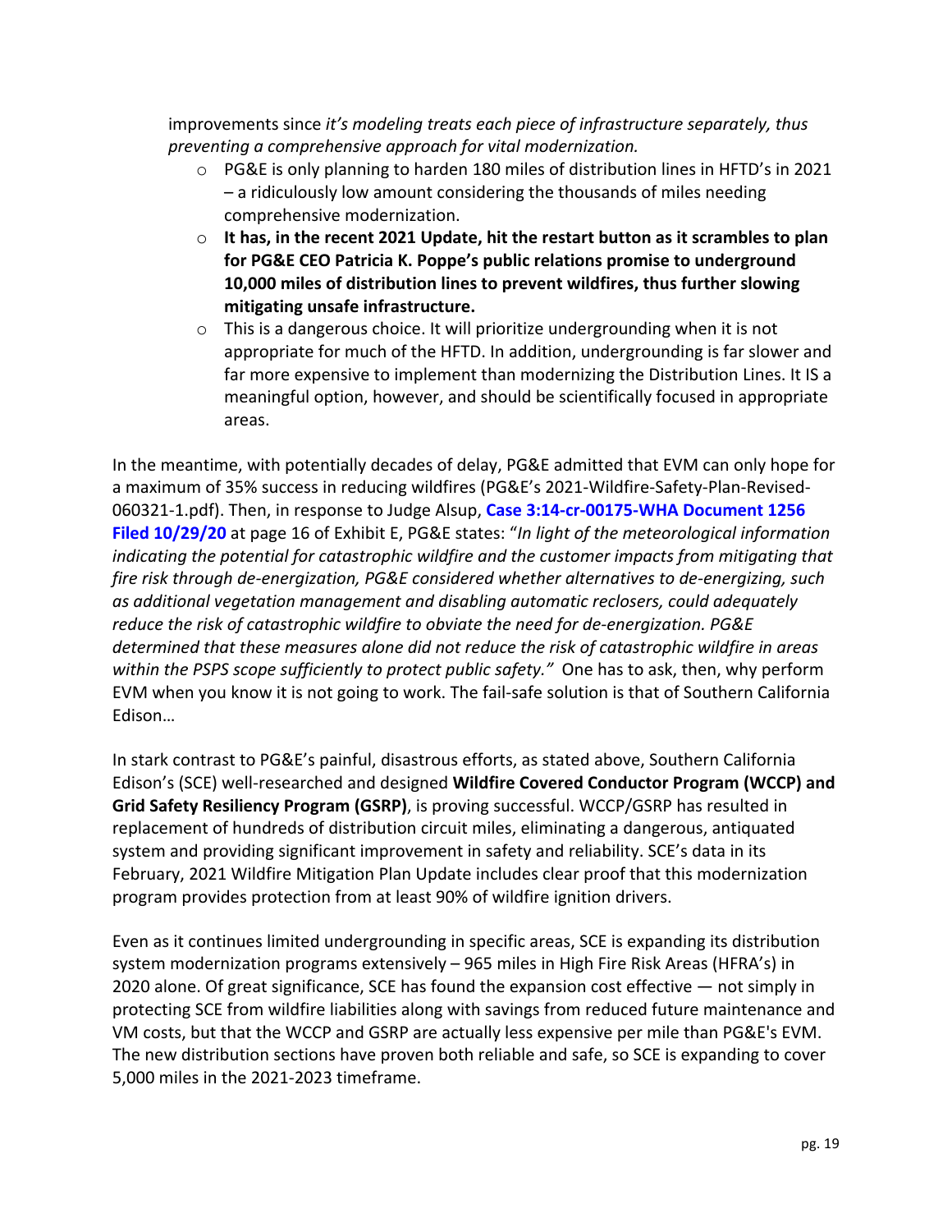improvements since *it's modeling treats each piece of infrastructure separately, thus preventing a comprehensive approach for vital modernization.*

- PG&E is only planning to harden 180 miles of distribution lines in HFTD's in 2021 – a ridiculously low amount considering the thousands of miles needing comprehensive modernization.
- **It has, in the recent 2021 Update, hit the restart button as it scrambles to plan for PG&E CEO Patricia K. Poppe's public relations promise to underground 10,000 miles of distribution lines to prevent wildfires, thus further slowing mitigating unsafe infrastructure.**
- This is a dangerous choice. It will prioritize undergrounding when it is not appropriate for much of the HFTD. In addition, undergrounding is far slower and far more expensive to implement than modernizing the Distribution Lines. It IS a meaningful option, however, and should be scientifically focused in appropriate areas.

In the meantime, with potentially decades of delay, PG&E admitted that EVM can only hope for a maximum of 35% success in reducing wildfires (PG&E's 2021-Wildfire-Safety-Plan-Revised-060321-1.pdf). Then, in response to Judge Alsup, **Case 3:14-cr-00175-WHA Document 1256 Filed 10/29/20** at page 16 of Exhibit E, PG&E states: "*In light of the meteorological information indicating the potential for catastrophic wildfire and the customer impacts from mitigating that fire risk through de-energization, PG&E considered whether alternatives to de-energizing, such as additional vegetation management and disabling automatic reclosers, could adequately reduce the risk of catastrophic wildfire to obviate the need for de-energization. PG&E determined that these measures alone did not reduce the risk of catastrophic wildfire in areas within the PSPS scope sufficiently to protect public safety.*" One has to ask, then, why perform EVM when you know it is not going to work. The fail-safe solution is that of Southern California Edison…

In stark contrast to PG&E's painful, disastrous efforts, as stated above, Southern California Edison's (SCE) well-researched and designed **Wildfire Covered Conductor Program (WCCP) and Grid Safety Resiliency Program (GSRP)**, is proving successful. WCCP/GSRP has resulted in replacement of hundreds of distribution circuit miles, eliminating a dangerous, antiquated system and providing significant improvement in safety and reliability. SCE's data in its February, 2021 Wildfire Mitigation Plan Update includes clear proof that this modernization program provides protection from at least 90% of wildfire ignition drivers.

Even as it continues limited undergrounding in specific areas, SCE is expanding its distribution system modernization programs extensively – 965 miles in High Fire Risk Areas (HFRA's) in 2020 alone. Of great significance, SCE has found the expansion cost effective — not simply in protecting SCE from wildfire liabilities along with savings from reduced future maintenance and VM costs, but that the WCCP and GSRP are actually less expensive per mile than PG&E's EVM. The new distribution sections have proven both reliable and safe, so SCE is expanding to cover 5,000 miles in the 2021-2023 timeframe.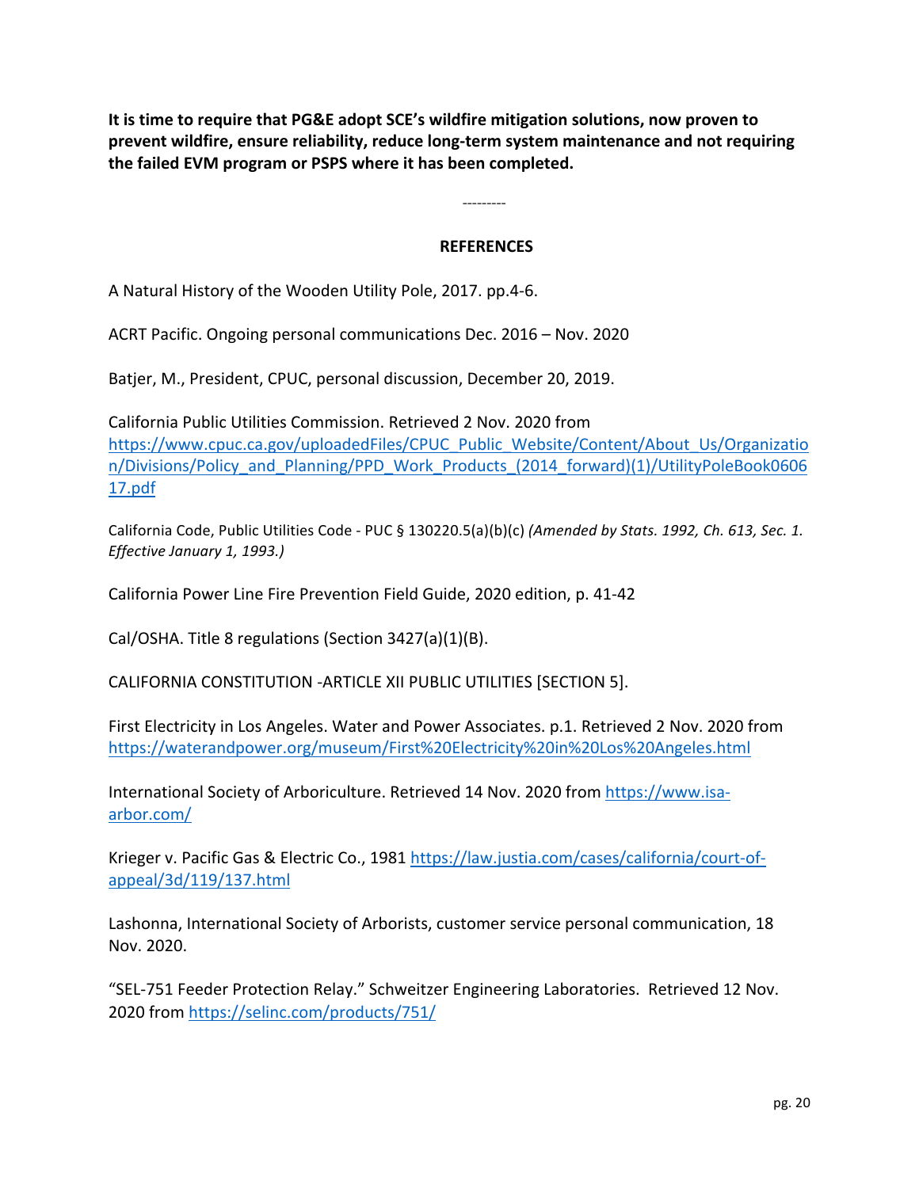**It is time to require that PG&E adopt SCE's wildfire mitigation solutions, now proven to prevent wildfire, ensure reliability, reduce long-term system maintenance and not requiring the failed EVM program or PSPS where it has been completed.**

---------

## REFERENCES

A Natural History of the Wooden Utility Pole, 2017. pp.4-6.

ACRT Pacific. Ongoing personal communications Dec. 2016 – Nov. 2020

Batjer, M., President, CPUC, personal discussion, December 20, 2019.

California Public Utilities Commission. Retrieved 2 Nov. 2020 from https://www.cpuc.ca.gov/uploadedFiles/CPUC_Public_Website/Content/About_Us/Organization/Divisions/Policy_and_Planning/PPD_Work_Products_(2014_forward)(1)/UtilityPoleBook060617.pdf

California Code, Public Utilities Code - PUC § 130220.5(a)(b)(c) *(Amended by Stats. 1992, Ch. 613, Sec. 1. Effective January 1, 1993.)*

California Power Line Fire Prevention Field Guide, 2020 edition, p. 41-42

Cal/OSHA. Title 8 regulations (Section 3427(a)(1)(B).

CALIFORNIA CONSTITUTION -ARTICLE XII PUBLIC UTILITIES [SECTION 5].

First Electricity in Los Angeles. Water and Power Associates. p.1. Retrieved 2 Nov. 2020 from https://waterandpower.org/museum/First%20Electricity%20in%20Los%20Angeles.html

International Society of Arboriculture. Retrieved 14 Nov. 2020 from https://www.isa-arbor.com/

Krieger v. Pacific Gas & Electric Co., 1981 https://law.justia.com/cases/california/court-of-appeal/3d/119/137.html

Lashonna, International Society of Arborists, customer service personal communication, 18 Nov. 2020.

"SEL-751 Feeder Protection Relay." Schweitzer Engineering Laboratories. Retrieved 12 Nov. 2020 from https://selinc.com/products/751/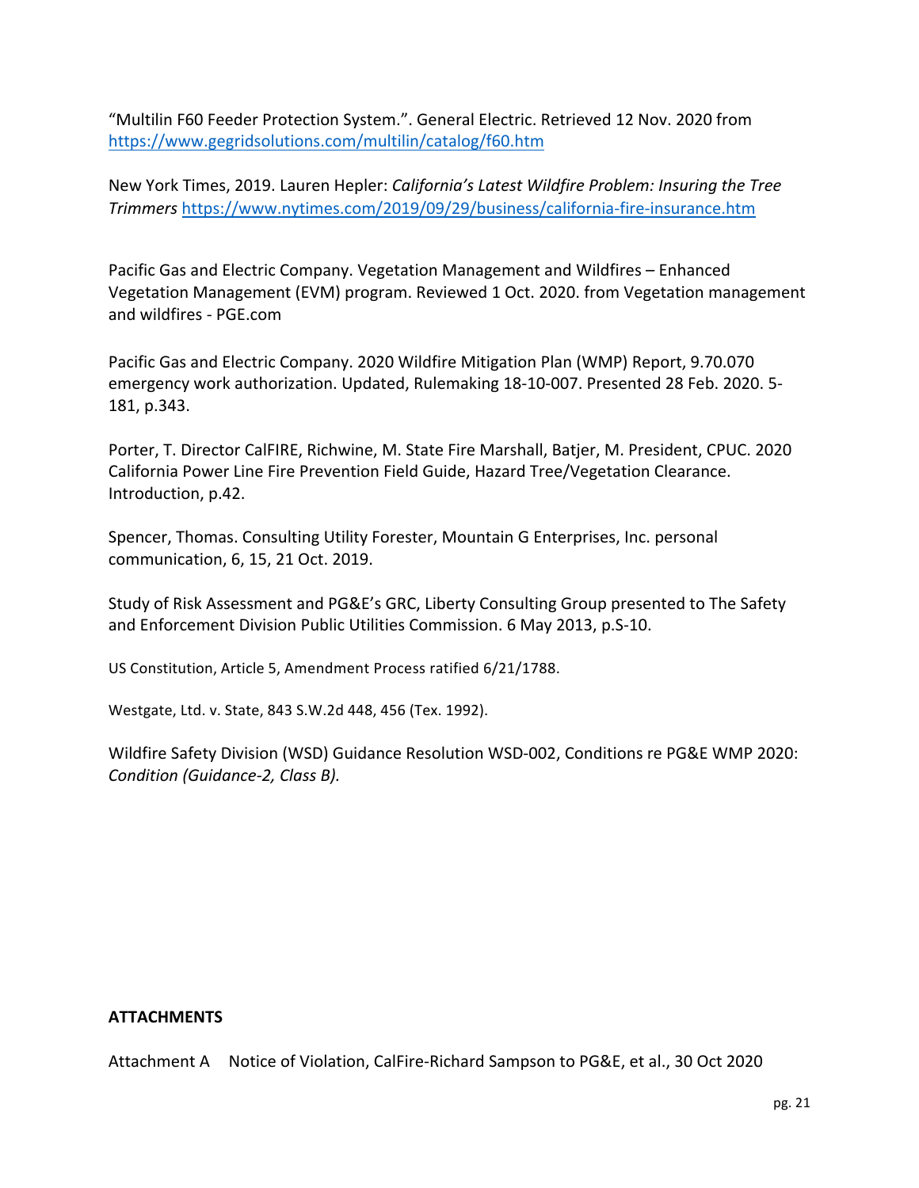"Multilin F60 Feeder Protection System.". General Electric. Retrieved 12 Nov. 2020 from https://www.gegridsolutions.com/multilin/catalog/f60.htm

New York Times, 2019. Lauren Hepler: *California's Latest Wildfire Problem: Insuring the Tree Trimmers* https://www.nytimes.com/2019/09/29/business/california-fire-insurance.htm

Pacific Gas and Electric Company. Vegetation Management and Wildfires – Enhanced Vegetation Management (EVM) program. Reviewed 1 Oct. 2020. from Vegetation management and wildfires - PGE.com

Pacific Gas and Electric Company. 2020 Wildfire Mitigation Plan (WMP) Report, 9.70.070 emergency work authorization. Updated, Rulemaking 18-10-007. Presented 28 Feb. 2020. 5-181, p.343.

Porter, T. Director CalFIRE, Richwine, M. State Fire Marshall, Batjer, M. President, CPUC. 2020 California Power Line Fire Prevention Field Guide, Hazard Tree/Vegetation Clearance. Introduction, p.42.

Spencer, Thomas. Consulting Utility Forester, Mountain G Enterprises, Inc. personal communication, 6, 15, 21 Oct. 2019.

Study of Risk Assessment and PG&E's GRC, Liberty Consulting Group presented to The Safety and Enforcement Division Public Utilities Commission. 6 May 2013, p.S-10.

US Constitution, Article 5, Amendment Process ratified 6/21/1788.

Westgate, Ltd. v. State, 843 S.W.2d 448, 456 (Tex. 1992).

Wildfire Safety Division (WSD) Guidance Resolution WSD-002, Conditions re PG&E WMP 2020: *Condition (Guidance-2, Class B).*

**ATTACHMENTS**

Attachment A Notice of Violation, CalFire-Richard Sampson to PG&E, et al., 30 Oct 2020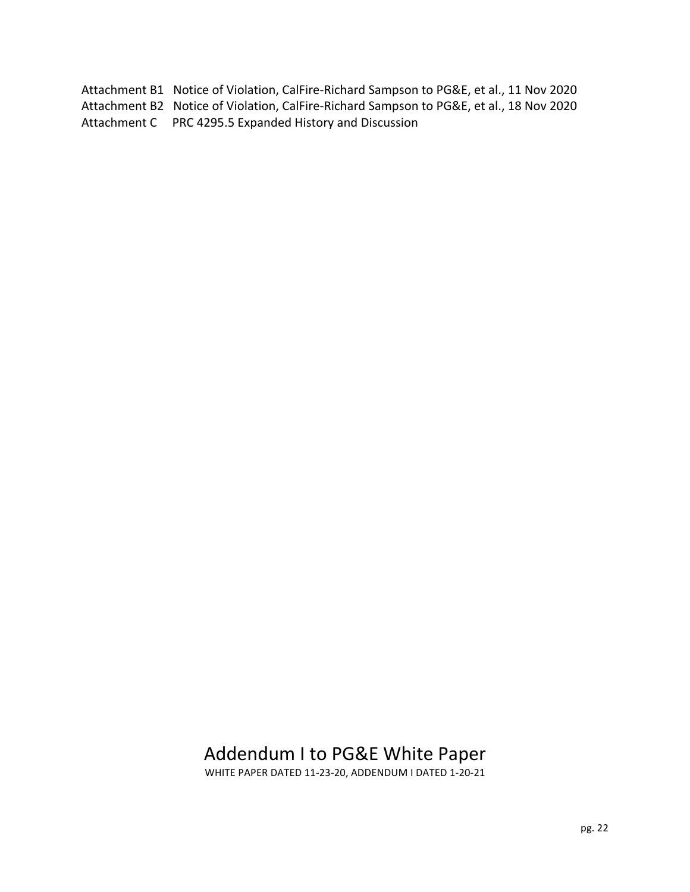Attachment B1 Notice of Violation, CalFire-Richard Sampson to PG&E, et al., 11 Nov 2020
Attachment B2 Notice of Violation, CalFire-Richard Sampson to PG&E, et al., 18 Nov 2020
Attachment C PRC 4295.5 Expanded History and Discussion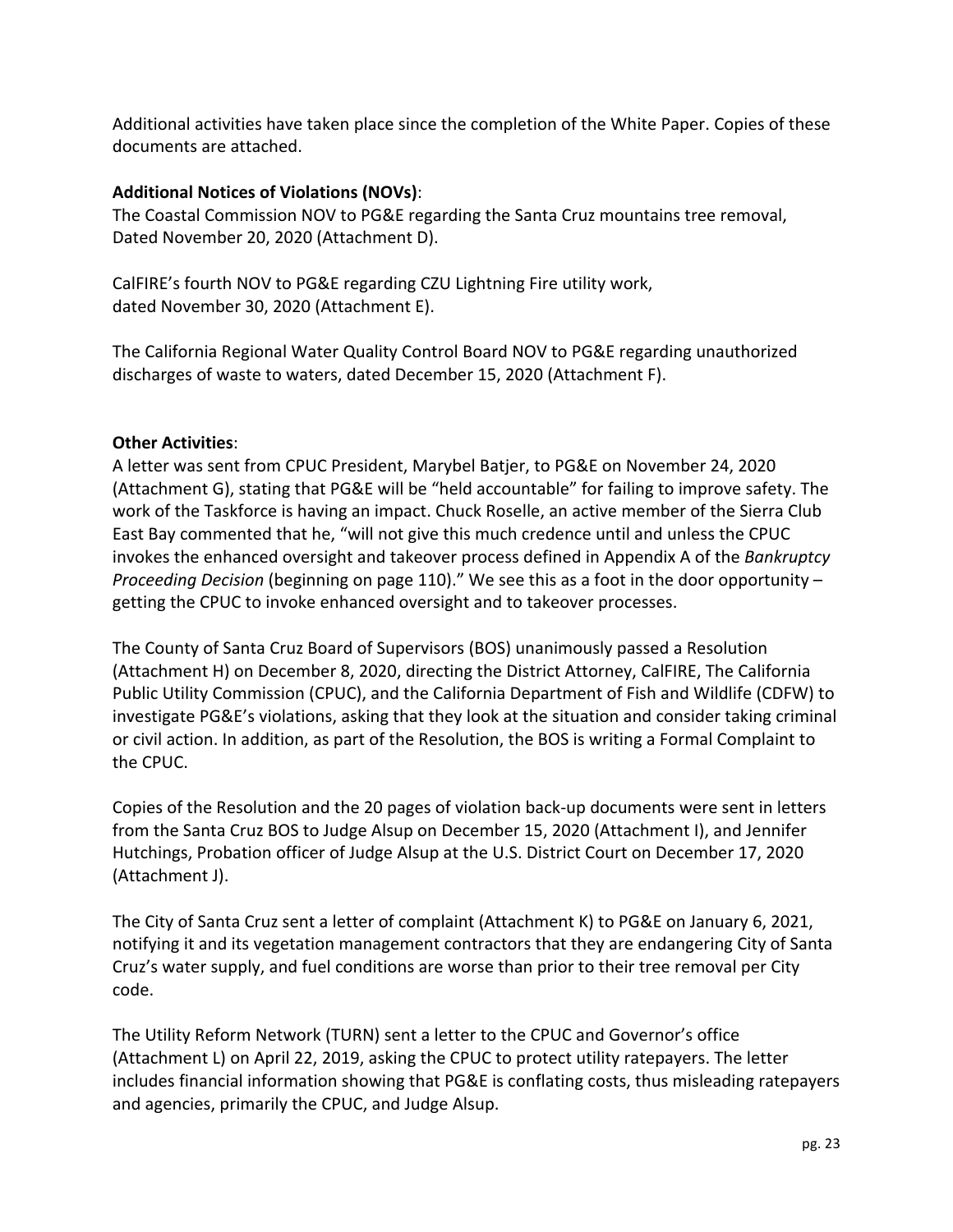Additional activities have taken place since the completion of the White Paper. Copies of these documents are attached.

**Additional Notices of Violations (NOVs)**:

The Coastal Commission NOV to PG&E regarding the Santa Cruz mountains tree removal, Dated November 20, 2020 (Attachment D).

CalFIRE's fourth NOV to PG&E regarding CZU Lightning Fire utility work, dated November 30, 2020 (Attachment E).

The California Regional Water Quality Control Board NOV to PG&E regarding unauthorized discharges of waste to waters, dated December 15, 2020 (Attachment F).

**Other Activities**:

A letter was sent from CPUC President, Marybel Batjer, to PG&E on November 24, 2020 (Attachment G), stating that PG&E will be "held accountable" for failing to improve safety. The work of the Taskforce is having an impact. Chuck Roselle, an active member of the Sierra Club East Bay commented that he, "will not give this much credence until and unless the CPUC invokes the enhanced oversight and takeover process defined in Appendix A of the *Bankruptcy Proceeding Decision* (beginning on page 110)." We see this as a foot in the door opportunity – getting the CPUC to invoke enhanced oversight and to takeover processes.

The County of Santa Cruz Board of Supervisors (BOS) unanimously passed a Resolution (Attachment H) on December 8, 2020, directing the District Attorney, CalFIRE, The California Public Utility Commission (CPUC), and the California Department of Fish and Wildlife (CDFW) to investigate PG&E's violations, asking that they look at the situation and consider taking criminal or civil action. In addition, as part of the Resolution, the BOS is writing a Formal Complaint to the CPUC.

Copies of the Resolution and the 20 pages of violation back-up documents were sent in letters from the Santa Cruz BOS to Judge Alsup on December 15, 2020 (Attachment I), and Jennifer Hutchings, Probation officer of Judge Alsup at the U.S. District Court on December 17, 2020 (Attachment J).

The City of Santa Cruz sent a letter of complaint (Attachment K) to PG&E on January 6, 2021, notifying it and its vegetation management contractors that they are endangering City of Santa Cruz's water supply, and fuel conditions are worse than prior to their tree removal per City code.

The Utility Reform Network (TURN) sent a letter to the CPUC and Governor's office (Attachment L) on April 22, 2019, asking the CPUC to protect utility ratepayers. The letter includes financial information showing that PG&E is conflating costs, thus misleading ratepayers and agencies, primarily the CPUC, and Judge Alsup.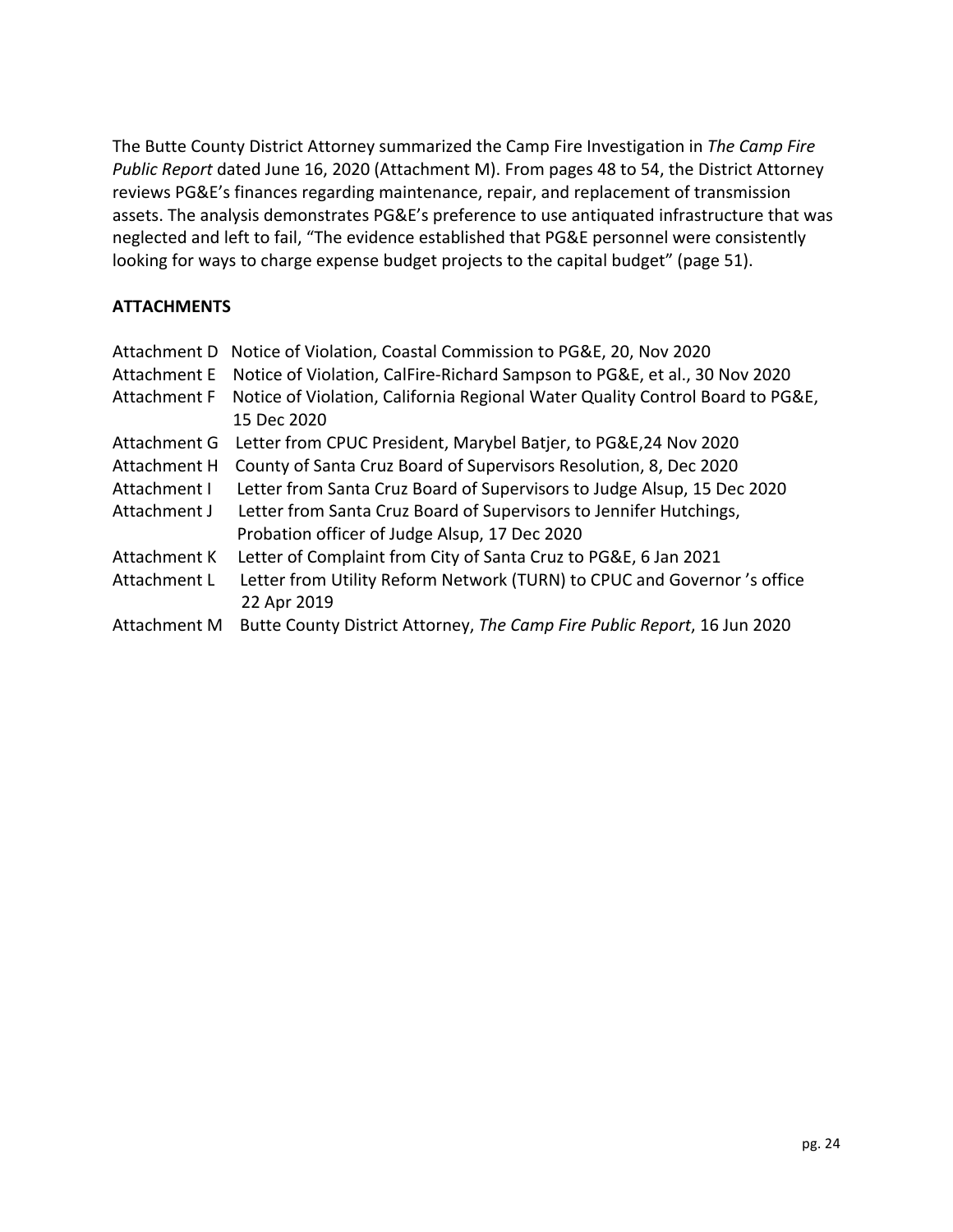The Butte County District Attorney summarized the Camp Fire Investigation in *The Camp Fire Public Report* dated June 16, 2020 (Attachment M). From pages 48 to 54, the District Attorney reviews PG&E's finances regarding maintenance, repair, and replacement of transmission assets. The analysis demonstrates PG&E's preference to use antiquated infrastructure that was neglected and left to fail, "The evidence established that PG&E personnel were consistently looking for ways to charge expense budget projects to the capital budget" (page 51).

**ATTACHMENTS**

- Attachment D Notice of Violation, Coastal Commission to PG&E, 20, Nov 2020
- Attachment E Notice of Violation, CalFire-Richard Sampson to PG&E, et al., 30 Nov 2020
- Attachment F Notice of Violation, California Regional Water Quality Control Board to PG&E, 15 Dec 2020
- Attachment G Letter from CPUC President, Marybel Batjer, to PG&E,24 Nov 2020
- Attachment H County of Santa Cruz Board of Supervisors Resolution, 8, Dec 2020
- Attachment I Letter from Santa Cruz Board of Supervisors to Judge Alsup, 15 Dec 2020
- Attachment J Letter from Santa Cruz Board of Supervisors to Jennifer Hutchings, Probation officer of Judge Alsup, 17 Dec 2020
- Attachment K Letter of Complaint from City of Santa Cruz to PG&E, 6 Jan 2021
- Attachment L Letter from Utility Reform Network (TURN) to CPUC and Governor 's office 22 Apr 2019
- Attachment M Butte County District Attorney, *The Camp Fire Public Report*, 16 Jun 2020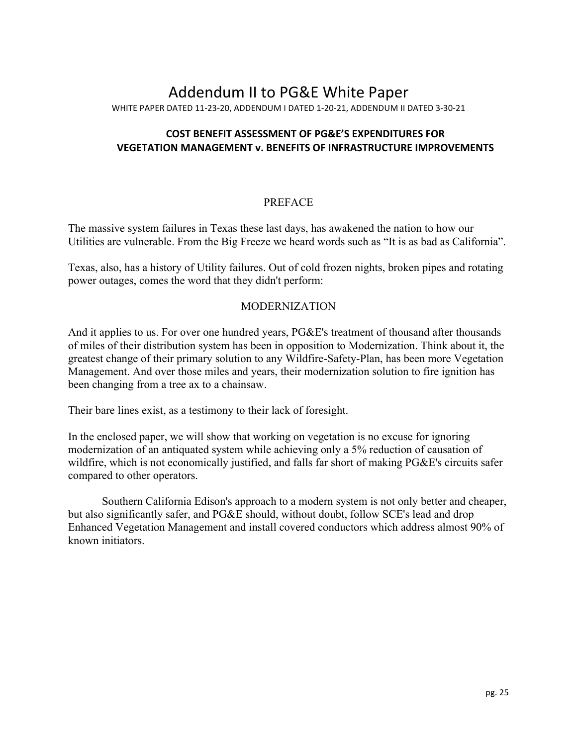# Addendum II to PG&E White Paper

WHITE PAPER DATED 11-23-20, ADDENDUM I DATED 1-20-21, ADDENDUM II DATED 3-30-21

## COST BENEFIT ASSESSMENT OF PG&E'S EXPENDITURES FOR VEGETATION MANAGEMENT v. BENEFITS OF INFRASTRUCTURE IMPROVEMENTS

### PREFACE

The massive system failures in Texas these last days, has awakened the nation to how our Utilities are vulnerable. From the Big Freeze we heard words such as "It is as bad as California".

Texas, also, has a history of Utility failures. Out of cold frozen nights, broken pipes and rotating power outages, comes the word that they didn't perform:

MODERNIZATION

And it applies to us. For over one hundred years, PG&E's treatment of thousand after thousands of miles of their distribution system has been in opposition to Modernization. Think about it, the greatest change of their primary solution to any Wildfire-Safety-Plan, has been more Vegetation Management. And over those miles and years, their modernization solution to fire ignition has been changing from a tree ax to a chainsaw.

Their bare lines exist, as a testimony to their lack of foresight.

In the enclosed paper, we will show that working on vegetation is no excuse for ignoring modernization of an antiquated system while achieving only a 5% reduction of causation of wildfire, which is not economically justified, and falls far short of making PG&E's circuits safer compared to other operators.

Southern California Edison's approach to a modern system is not only better and cheaper, but also significantly safer, and PG&E should, without doubt, follow SCE's lead and drop Enhanced Vegetation Management and install covered conductors which address almost 90% of known initiators.